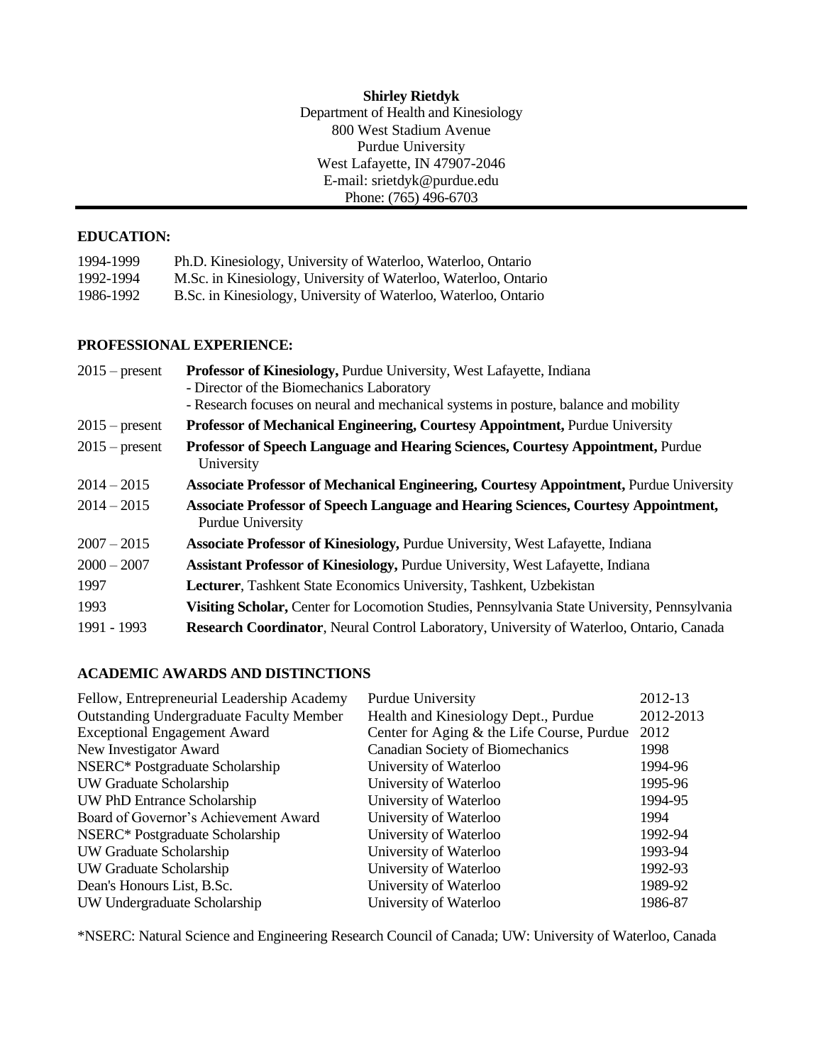**Shirley Rietdyk**
Department of Health and Kinesiology
800 West Stadium Avenue
Purdue University
West Lafayette, IN 47907-2046
E-mail: srietdyk@purdue.edu
Phone: (765) 496-6703

## EDUCATION:

| | |
|---|---|
| 1994-1999 | Ph.D. Kinesiology, University of Waterloo, Waterloo, Ontario |
| 1992-1994 | M.Sc. in Kinesiology, University of Waterloo, Waterloo, Ontario |
| 1986-1992 | B.Sc. in Kinesiology, University of Waterloo, Waterloo, Ontario |

## PROFESSIONAL EXPERIENCE:

| | |
|---|---|
| 2015 – present | **Professor of Kinesiology,** Purdue University, West Lafayette, Indiana<br>- Director of the Biomechanics Laboratory<br>- Research focuses on neural and mechanical systems in posture, balance and mobility |
| 2015 – present | **Professor of Mechanical Engineering, Courtesy Appointment,** Purdue University |
| 2015 – present | **Professor of Speech Language and Hearing Sciences, Courtesy Appointment,** Purdue University |
| 2014 – 2015 | **Associate Professor of Mechanical Engineering, Courtesy Appointment,** Purdue University |
| 2014 – 2015 | **Associate Professor of Speech Language and Hearing Sciences, Courtesy Appointment,** Purdue University |
| 2007 – 2015 | **Associate Professor of Kinesiology,** Purdue University, West Lafayette, Indiana |
| 2000 – 2007 | **Assistant Professor of Kinesiology,** Purdue University, West Lafayette, Indiana |
| 1997 | **Lecturer**, Tashkent State Economics University, Tashkent, Uzbekistan |
| 1993 | **Visiting Scholar,** Center for Locomotion Studies, Pennsylvania State University, Pennsylvania |
| 1991 - 1993 | **Research Coordinator**, Neural Control Laboratory, University of Waterloo, Ontario, Canada |

## ACADEMIC AWARDS AND DISTINCTIONS

| | | |
|---|---|---|
| Fellow, Entrepreneurial Leadership Academy | Purdue University | 2012-13 |
| Outstanding Undergraduate Faculty Member | Health and Kinesiology Dept., Purdue | 2012-2013 |
| Exceptional Engagement Award | Center for Aging & the Life Course, Purdue | 2012 |
| New Investigator Award | Canadian Society of Biomechanics | 1998 |
| NSERC* Postgraduate Scholarship | University of Waterloo | 1994-96 |
| UW Graduate Scholarship | University of Waterloo | 1995-96 |
| UW PhD Entrance Scholarship | University of Waterloo | 1994-95 |
| Board of Governor's Achievement Award | University of Waterloo | 1994 |
| NSERC* Postgraduate Scholarship | University of Waterloo | 1992-94 |
| UW Graduate Scholarship | University of Waterloo | 1993-94 |
| UW Graduate Scholarship | University of Waterloo | 1992-93 |
| Dean's Honours List, B.Sc. | University of Waterloo | 1989-92 |
| UW Undergraduate Scholarship | University of Waterloo | 1986-87 |

*NSERC: Natural Science and Engineering Research Council of Canada; UW: University of Waterloo, Canada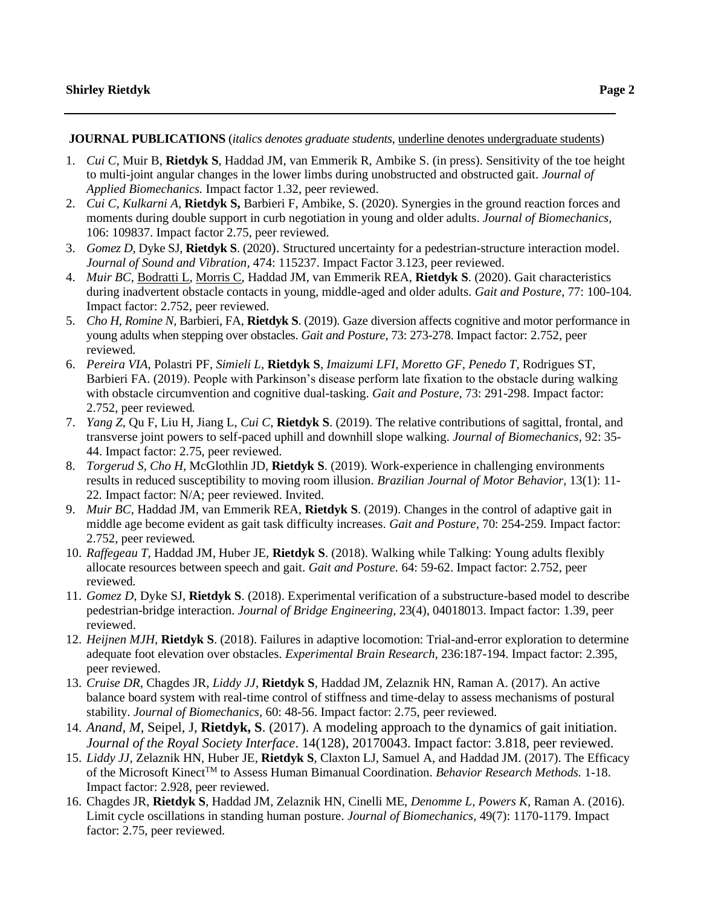**JOURNAL PUBLICATIONS** (*italics denotes graduate students*, <u>underline denotes undergraduate students</u>)

1. *Cui C*, Muir B, **Rietdyk S**, Haddad JM, van Emmerik R, Ambike S. (in press). Sensitivity of the toe height to multi-joint angular changes in the lower limbs during unobstructed and obstructed gait. *Journal of Applied Biomechanics.* Impact factor 1.32, peer reviewed.
2. *Cui C, Kulkarni A*, **Rietdyk S,** Barbieri F, Ambike, S. (2020). Synergies in the ground reaction forces and moments during double support in curb negotiation in young and older adults. *Journal of Biomechanics,* 106: 109837. Impact factor 2.75, peer reviewed.
3. *Gomez D*, Dyke SJ, **Rietdyk S**. (2020). Structured uncertainty for a pedestrian-structure interaction model. *Journal of Sound and Vibration*, 474: 115237. Impact Factor 3.123, peer reviewed.
4. *Muir BC*, <u>Bodratti L</u>, <u>Morris C</u>, Haddad JM, van Emmerik REA, **Rietdyk S**. (2020). Gait characteristics during inadvertent obstacle contacts in young, middle-aged and older adults. *Gait and Posture*, 77: 100-104. Impact factor: 2.752, peer reviewed.
5. *Cho H*, *Romine N*, Barbieri, FA, **Rietdyk S**. (2019). Gaze diversion affects cognitive and motor performance in young adults when stepping over obstacles. *Gait and Posture,* 73: 273-278. Impact factor: 2.752, peer reviewed.
6. *Pereira VIA*, Polastri PF, *Simieli L*, **Rietdyk S**, *Imaizumi LFI, Moretto GF, Penedo T*, Rodrigues ST, Barbieri FA. (2019). People with Parkinson's disease perform late fixation to the obstacle during walking with obstacle circumvention and cognitive dual-tasking. *Gait and Posture,* 73: 291-298. Impact factor: 2.752, peer reviewed.
7. *Yang Z*, Qu F, Liu H, Jiang L, *Cui C*, **Rietdyk S**. (2019). The relative contributions of sagittal, frontal, and transverse joint powers to self-paced uphill and downhill slope walking. *Journal of Biomechanics*, 92: 35-44. Impact factor: 2.75, peer reviewed.
8. *Torgerud S, Cho H*, McGlothlin JD, **Rietdyk S**. (2019). Work-experience in challenging environments results in reduced susceptibility to moving room illusion. *Brazilian Journal of Motor Behavior,* 13(1): 11-22. Impact factor: N/A; peer reviewed. Invited.
9. *Muir BC*, Haddad JM, van Emmerik REA, **Rietdyk S**. (2019). Changes in the control of adaptive gait in middle age become evident as gait task difficulty increases. *Gait and Posture*, 70: 254-259. Impact factor: 2.752, peer reviewed.
10. *Raffegeau T*, Haddad JM, Huber JE, **Rietdyk S**. (2018). Walking while Talking: Young adults flexibly allocate resources between speech and gait. *Gait and Posture.* 64: 59-62. Impact factor: 2.752, peer reviewed.
11. *Gomez D*, Dyke SJ, **Rietdyk S**. (2018). Experimental verification of a substructure-based model to describe pedestrian-bridge interaction. *Journal of Bridge Engineering,* 23(4), 04018013. Impact factor: 1.39, peer reviewed.
12. *Heijnen MJH*, **Rietdyk S**. (2018). Failures in adaptive locomotion: Trial-and-error exploration to determine adequate foot elevation over obstacles. *Experimental Brain Research*, 236:187-194. Impact factor: 2.395, peer reviewed.
13. *Cruise DR*, Chagdes JR, *Liddy JJ*, **Rietdyk S**, Haddad JM, Zelaznik HN, Raman A. (2017). An active balance board system with real-time control of stiffness and time-delay to assess mechanisms of postural stability. *Journal of Biomechanics*, 60: 48-56. Impact factor: 2.75, peer reviewed.
14. *Anand, M*, Seipel, J, **Rietdyk, S**. (2017). A modeling approach to the dynamics of gait initiation. *Journal of the Royal Society Interface*. 14(128), 20170043. Impact factor: 3.818, peer reviewed.
15. *Liddy JJ*, Zelaznik HN, Huber JE, **Rietdyk S**, Claxton LJ, Samuel A, and Haddad JM. (2017). The Efficacy of the Microsoft Kinect™ to Assess Human Bimanual Coordination. *Behavior Research Methods.* 1-18. Impact factor: 2.928, peer reviewed.
16. Chagdes JR, **Rietdyk S**, Haddad JM, Zelaznik HN, Cinelli ME, *Denomme L, Powers K*, Raman A. (2016). Limit cycle oscillations in standing human posture. *Journal of Biomechanics*, 49(7): 1170-1179. Impact factor: 2.75, peer reviewed.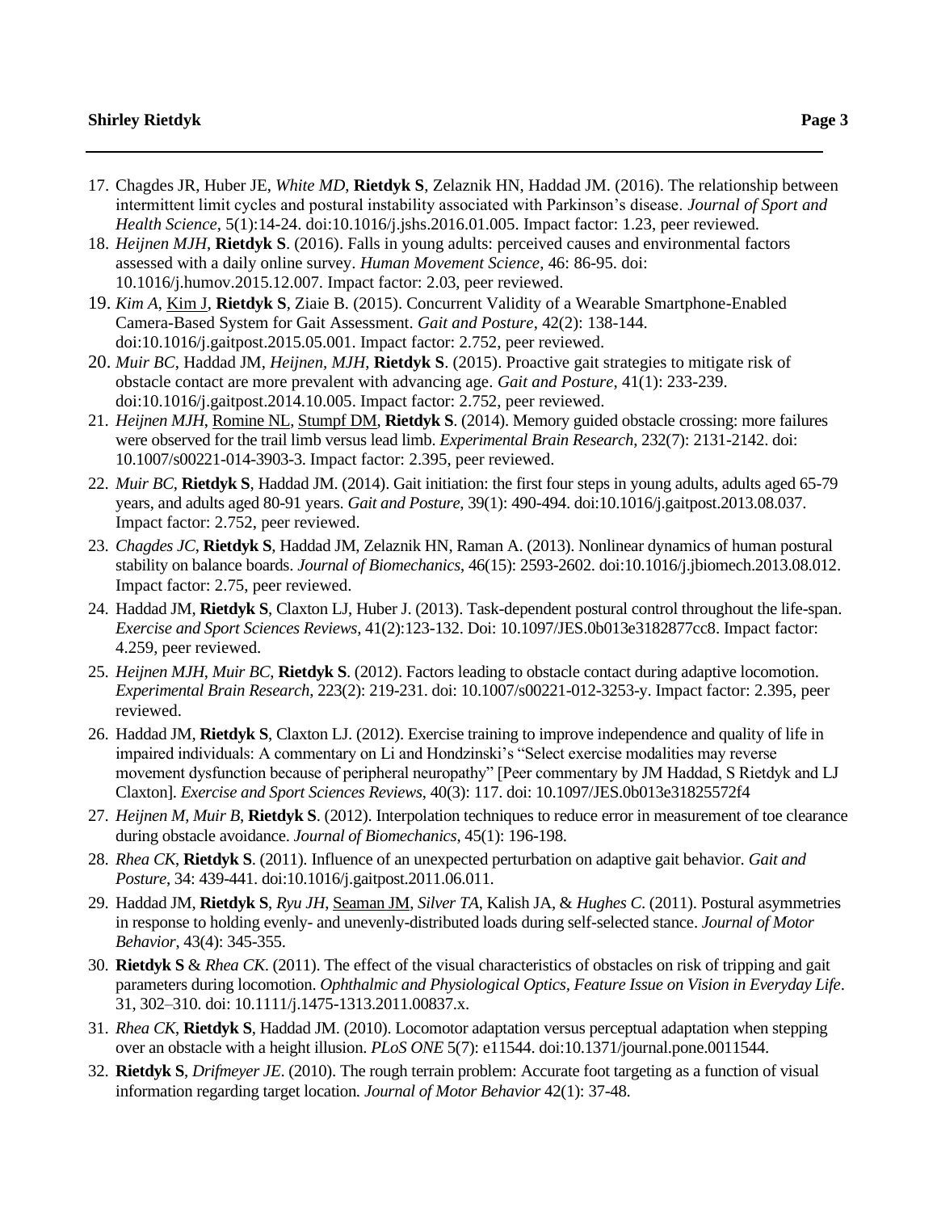17. Chagdes JR, Huber JE, *White MD*, **Rietdyk S**, Zelaznik HN, Haddad JM. (2016). The relationship between intermittent limit cycles and postural instability associated with Parkinson's disease. *Journal of Sport and Health Science*, 5(1):14-24. doi:10.1016/j.jshs.2016.01.005. Impact factor: 1.23, peer reviewed.
18. *Heijnen MJH*, **Rietdyk S**. (2016). Falls in young adults: perceived causes and environmental factors assessed with a daily online survey. *Human Movement Science*, 46: 86-95. doi: 10.1016/j.humov.2015.12.007. Impact factor: 2.03, peer reviewed.
19. *Kim A*, <u>Kim J</u>, **Rietdyk S**, Ziaie B. (2015). Concurrent Validity of a Wearable Smartphone-Enabled Camera-Based System for Gait Assessment. *Gait and Posture*, 42(2): 138-144. doi:10.1016/j.gaitpost.2015.05.001. Impact factor: 2.752, peer reviewed.
20. *Muir BC*, Haddad JM, *Heijnen, MJH*, **Rietdyk S**. (2015). Proactive gait strategies to mitigate risk of obstacle contact are more prevalent with advancing age. *Gait and Posture*, 41(1): 233-239. doi:10.1016/j.gaitpost.2014.10.005. Impact factor: 2.752, peer reviewed.
21. *Heijnen MJH*, <u>Romine NL</u>, <u>Stumpf DM</u>, **Rietdyk S**. (2014). Memory guided obstacle crossing: more failures were observed for the trail limb versus lead limb. *Experimental Brain Research*, 232(7): 2131-2142. doi: 10.1007/s00221-014-3903-3. Impact factor: 2.395, peer reviewed.
22. *Muir BC*, **Rietdyk S**, Haddad JM. (2014). Gait initiation: the first four steps in young adults, adults aged 65-79 years, and adults aged 80-91 years. *Gait and Posture*, 39(1): 490-494. doi:10.1016/j.gaitpost.2013.08.037. Impact factor: 2.752, peer reviewed.
23. *Chagdes JC*, **Rietdyk S**, Haddad JM, Zelaznik HN, Raman A. (2013). Nonlinear dynamics of human postural stability on balance boards. *Journal of Biomechanics*, 46(15): 2593-2602. doi:10.1016/j.jbiomech.2013.08.012. Impact factor: 2.75, peer reviewed.
24. Haddad JM, **Rietdyk S**, Claxton LJ, Huber J. (2013). Task-dependent postural control throughout the life-span. *Exercise and Sport Sciences Reviews*, 41(2):123-132. Doi: 10.1097/JES.0b013e3182877cc8. Impact factor: 4.259, peer reviewed.
25. *Heijnen MJH*, *Muir BC*, **Rietdyk S**. (2012). Factors leading to obstacle contact during adaptive locomotion. *Experimental Brain Research*, 223(2): 219-231. doi: 10.1007/s00221-012-3253-y. Impact factor: 2.395, peer reviewed.
26. Haddad JM, **Rietdyk S**, Claxton LJ. (2012). Exercise training to improve independence and quality of life in impaired individuals: A commentary on Li and Hondzinski's "Select exercise modalities may reverse movement dysfunction because of peripheral neuropathy" [Peer commentary by JM Haddad, S Rietdyk and LJ Claxton]. *Exercise and Sport Sciences Reviews*, 40(3): 117. doi: 10.1097/JES.0b013e31825572f4
27. *Heijnen M*, *Muir B*, **Rietdyk S**. (2012). Interpolation techniques to reduce error in measurement of toe clearance during obstacle avoidance. *Journal of Biomechanics*, 45(1): 196-198.
28. *Rhea CK*, **Rietdyk S**. (2011). Influence of an unexpected perturbation on adaptive gait behavior. *Gait and Posture*, 34: 439-441. doi:10.1016/j.gaitpost.2011.06.011.
29. Haddad JM, **Rietdyk S**, *Ryu JH*, <u>Seaman JM</u>, *Silver TA*, Kalish JA, & *Hughes C*. (2011). Postural asymmetries in response to holding evenly- and unevenly-distributed loads during self-selected stance. *Journal of Motor Behavior*, 43(4): 345-355.
30. **Rietdyk S** & *Rhea CK*. (2011). The effect of the visual characteristics of obstacles on risk of tripping and gait parameters during locomotion. *Ophthalmic and Physiological Optics, Feature Issue on Vision in Everyday Life*. 31, 302–310. doi: 10.1111/j.1475-1313.2011.00837.x.
31. *Rhea CK*, **Rietdyk S**, Haddad JM. (2010). Locomotor adaptation versus perceptual adaptation when stepping over an obstacle with a height illusion. *PLoS ONE* 5(7): e11544. doi:10.1371/journal.pone.0011544.
32. **Rietdyk S**, *Drifmeyer JE*. (2010). The rough terrain problem: Accurate foot targeting as a function of visual information regarding target location. *Journal of Motor Behavior* 42(1): 37-48.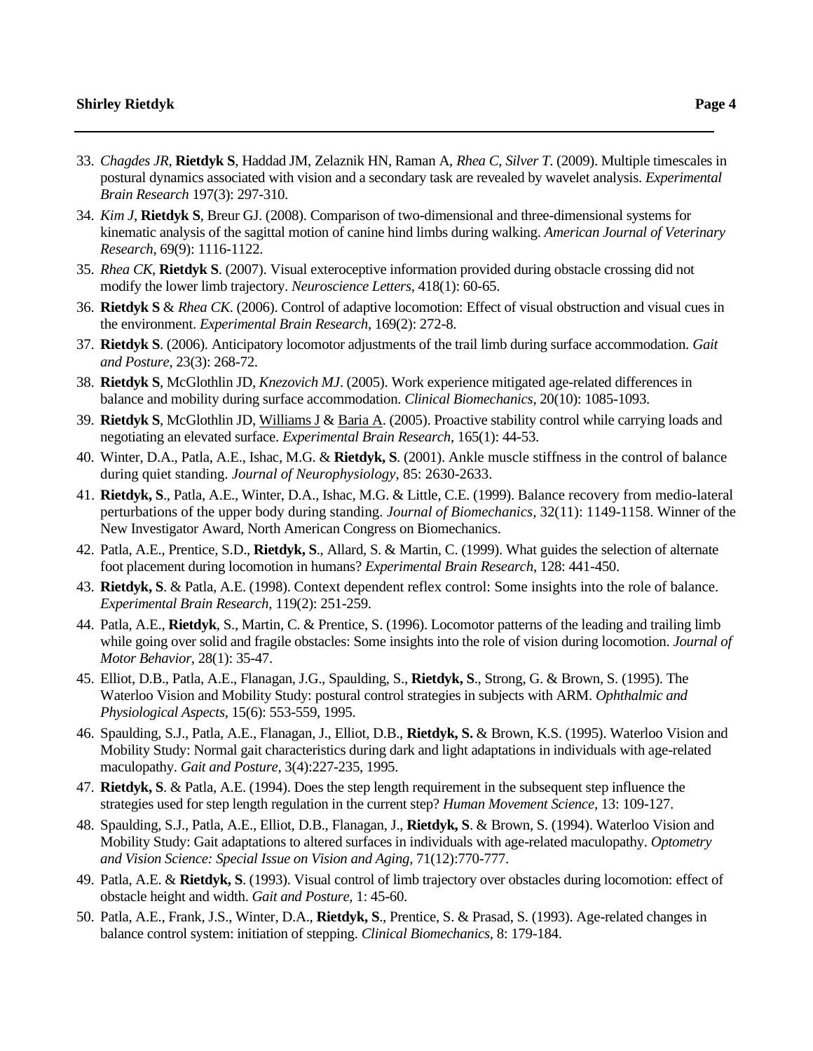33. *Chagdes JR*, **Rietdyk S**, Haddad JM, Zelaznik HN, Raman A, *Rhea C*, *Silver T*. (2009). Multiple timescales in postural dynamics associated with vision and a secondary task are revealed by wavelet analysis. *Experimental Brain Research* 197(3): 297-310.
34. *Kim J*, **Rietdyk S**, Breur GJ. (2008). Comparison of two-dimensional and three-dimensional systems for kinematic analysis of the sagittal motion of canine hind limbs during walking. *American Journal of Veterinary Research*, 69(9): 1116-1122.
35. *Rhea CK*, **Rietdyk S**. (2007). Visual exteroceptive information provided during obstacle crossing did not modify the lower limb trajectory. *Neuroscience Letters*, 418(1): 60-65.
36. **Rietdyk S** & *Rhea CK*. (2006). Control of adaptive locomotion: Effect of visual obstruction and visual cues in the environment. *Experimental Brain Research*, 169(2): 272-8.
37. **Rietdyk S**. (2006). Anticipatory locomotor adjustments of the trail limb during surface accommodation. *Gait and Posture*, 23(3): 268-72.
38. **Rietdyk S**, McGlothlin JD, *Knezovich MJ*. (2005). Work experience mitigated age-related differences in balance and mobility during surface accommodation. *Clinical Biomechanics*, 20(10): 1085-1093.
39. **Rietdyk S**, McGlothlin JD, <u>Williams J</u> & <u>Baria A</u>. (2005). Proactive stability control while carrying loads and negotiating an elevated surface. *Experimental Brain Research*, 165(1): 44-53.
40. Winter, D.A., Patla, A.E., Ishac, M.G. & **Rietdyk, S**. (2001). Ankle muscle stiffness in the control of balance during quiet standing. *Journal of Neurophysiology,* 85: 2630-2633.
41. **Rietdyk, S**., Patla, A.E., Winter, D.A., Ishac, M.G. & Little, C.E. (1999). Balance recovery from medio-lateral perturbations of the upper body during standing. *Journal of Biomechanics,* 32(11): 1149-1158. Winner of the New Investigator Award, North American Congress on Biomechanics.
42. Patla, A.E., Prentice, S.D., **Rietdyk, S**., Allard, S. & Martin, C. (1999). What guides the selection of alternate foot placement during locomotion in humans? *Experimental Brain Research*, 128: 441-450.
43. **Rietdyk, S**. & Patla, A.E. (1998). Context dependent reflex control: Some insights into the role of balance. *Experimental Brain Research,* 119(2): 251-259.
44. Patla, A.E., **Rietdyk**, S., Martin, C. & Prentice, S. (1996). Locomotor patterns of the leading and trailing limb while going over solid and fragile obstacles: Some insights into the role of vision during locomotion. *Journal of Motor Behavior,* 28(1): 35-47.
45. Elliot, D.B., Patla, A.E., Flanagan, J.G., Spaulding, S., **Rietdyk, S**., Strong, G. & Brown, S. (1995). The Waterloo Vision and Mobility Study: postural control strategies in subjects with ARM. *Ophthalmic and Physiological Aspects,* 15(6): 553-559, 1995.
46. Spaulding, S.J., Patla, A.E., Flanagan, J., Elliot, D.B., **Rietdyk, S.** & Brown, K.S. (1995). Waterloo Vision and Mobility Study: Normal gait characteristics during dark and light adaptations in individuals with age-related maculopathy. *Gait and Posture,* 3(4):227-235, 1995.
47. **Rietdyk, S**. & Patla, A.E. (1994). Does the step length requirement in the subsequent step influence the strategies used for step length regulation in the current step? *Human Movement Science,* 13: 109-127.
48. Spaulding, S.J., Patla, A.E., Elliot, D.B., Flanagan, J., **Rietdyk, S**. & Brown, S. (1994). Waterloo Vision and Mobility Study: Gait adaptations to altered surfaces in individuals with age-related maculopathy. *Optometry and Vision Science: Special Issue on Vision and Aging,* 71(12):770-777.
49. Patla, A.E. & **Rietdyk, S**. (1993). Visual control of limb trajectory over obstacles during locomotion: effect of obstacle height and width. *Gait and Posture,* 1: 45-60.
50. Patla, A.E., Frank, J.S., Winter, D.A., **Rietdyk, S**., Prentice, S. & Prasad, S. (1993). Age-related changes in balance control system: initiation of stepping. *Clinical Biomechanics,* 8: 179-184.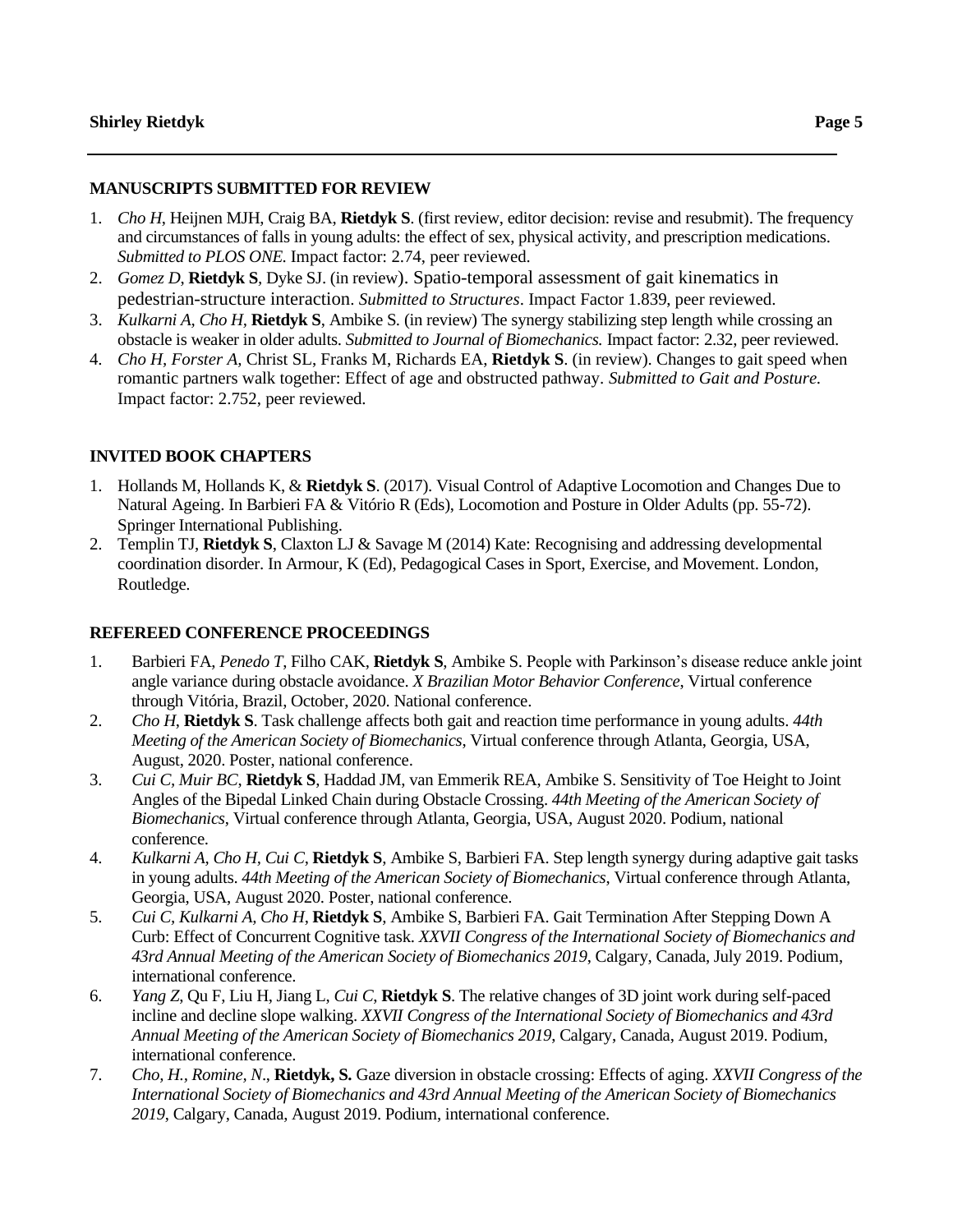## MANUSCRIPTS SUBMITTED FOR REVIEW

1. *Cho H*, Heijnen MJH, Craig BA, **Rietdyk S**. (first review, editor decision: revise and resubmit). The frequency and circumstances of falls in young adults: the effect of sex, physical activity, and prescription medications. *Submitted to PLOS ONE.* Impact factor: 2.74, peer reviewed.
2. *Gomez D*, **Rietdyk S**, Dyke SJ. (in review). Spatio-temporal assessment of gait kinematics in pedestrian-structure interaction. *Submitted to Structures*. Impact Factor 1.839, peer reviewed.
3. *Kulkarni A, Cho H*, **Rietdyk S**, Ambike S. (in review) The synergy stabilizing step length while crossing an obstacle is weaker in older adults. *Submitted to Journal of Biomechanics.* Impact factor: 2.32, peer reviewed.
4. *Cho H, Forster A*, Christ SL, Franks M, Richards EA, **Rietdyk S**. (in review). Changes to gait speed when romantic partners walk together: Effect of age and obstructed pathway. *Submitted to Gait and Posture.* Impact factor: 2.752, peer reviewed.

## INVITED BOOK CHAPTERS

1. Hollands M, Hollands K, & **Rietdyk S**. (2017). Visual Control of Adaptive Locomotion and Changes Due to Natural Ageing. In Barbieri FA & Vitório R (Eds), Locomotion and Posture in Older Adults (pp. 55-72). Springer International Publishing.
2. Templin TJ, **Rietdyk S**, Claxton LJ & Savage M (2014) Kate: Recognising and addressing developmental coordination disorder. In Armour, K (Ed), Pedagogical Cases in Sport, Exercise, and Movement. London, Routledge.

## REFEREED CONFERENCE PROCEEDINGS

1. Barbieri FA, *Penedo T*, Filho CAK, **Rietdyk S**, Ambike S. People with Parkinson's disease reduce ankle joint angle variance during obstacle avoidance. *X Brazilian Motor Behavior Conference*, Virtual conference through Vitória, Brazil, October, 2020. National conference.
2. *Cho H*, **Rietdyk S**. Task challenge affects both gait and reaction time performance in young adults. *44th Meeting of the American Society of Biomechanics*, Virtual conference through Atlanta, Georgia, USA, August, 2020. Poster, national conference.
3. *Cui C, Muir BC*, **Rietdyk S**, Haddad JM, van Emmerik REA, Ambike S. Sensitivity of Toe Height to Joint Angles of the Bipedal Linked Chain during Obstacle Crossing. *44th Meeting of the American Society of Biomechanics*, Virtual conference through Atlanta, Georgia, USA, August 2020. Podium, national conference.
4. *Kulkarni A, Cho H, Cui C*, **Rietdyk S**, Ambike S, Barbieri FA. Step length synergy during adaptive gait tasks in young adults. *44th Meeting of the American Society of Biomechanics*, Virtual conference through Atlanta, Georgia, USA, August 2020. Poster, national conference.
5. *Cui C, Kulkarni A, Cho H*, **Rietdyk S**, Ambike S, Barbieri FA. Gait Termination After Stepping Down A Curb: Effect of Concurrent Cognitive task. *XXVII Congress of the International Society of Biomechanics and 43rd Annual Meeting of the American Society of Biomechanics 2019*, Calgary, Canada, July 2019. Podium, international conference.
6. *Yang Z*, Qu F, Liu H, Jiang L, *Cui C*, **Rietdyk S**. The relative changes of 3D joint work during self-paced incline and decline slope walking. *XXVII Congress of the International Society of Biomechanics and 43rd Annual Meeting of the American Society of Biomechanics 2019*, Calgary, Canada, August 2019. Podium, international conference.
7. *Cho, H., Romine, N*., **Rietdyk, S.** Gaze diversion in obstacle crossing: Effects of aging. *XXVII Congress of the International Society of Biomechanics and 43rd Annual Meeting of the American Society of Biomechanics 2019*, Calgary, Canada, August 2019. Podium, international conference.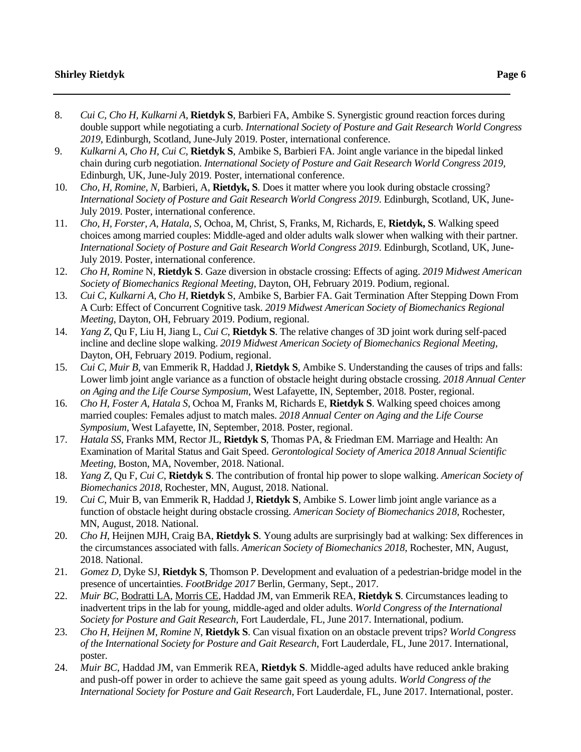8. *Cui C, Cho H, Kulkarni A*, **Rietdyk S**, Barbieri FA, Ambike S. Synergistic ground reaction forces during double support while negotiating a curb. *International Society of Posture and Gait Research World Congress 2019*, Edinburgh, Scotland, June-July 2019. Poster, international conference.
9. *Kulkarni A, Cho H, Cui C*, **Rietdyk S**, Ambike S, Barbieri FA. Joint angle variance in the bipedal linked chain during curb negotiation. *International Society of Posture and Gait Research World Congress 2019*, Edinburgh, UK, June-July 2019. Poster, international conference.
10. *Cho, H, Romine, N*, Barbieri, A, **Rietdyk, S**. Does it matter where you look during obstacle crossing? *International Society of Posture and Gait Research World Congress 2019*. Edinburgh, Scotland, UK, June-July 2019. Poster, international conference.
11. *Cho, H, Forster, A, Hatala, S*, Ochoa, M, Christ, S, Franks, M, Richards, E, **Rietdyk, S**. Walking speed choices among married couples: Middle-aged and older adults walk slower when walking with their partner. *International Society of Posture and Gait Research World Congress 2019*. Edinburgh, Scotland, UK, June-July 2019. Poster, international conference.
12. *Cho H, Romine* N, **Rietdyk S**. Gaze diversion in obstacle crossing: Effects of aging. *2019 Midwest American Society of Biomechanics Regional Meeting*, Dayton, OH, February 2019. Podium, regional.
13. *Cui C, Kulkarni A, Cho H*, **Rietdyk** S, Ambike S, Barbier FA. Gait Termination After Stepping Down From A Curb: Effect of Concurrent Cognitive task. *2019 Midwest American Society of Biomechanics Regional Meeting*, Dayton, OH, February 2019. Podium, regional.
14. *Yang Z*, Qu F, Liu H, Jiang L, *Cui C*, **Rietdyk S**. The relative changes of 3D joint work during self-paced incline and decline slope walking. *2019 Midwest American Society of Biomechanics Regional Meeting*, Dayton, OH, February 2019. Podium, regional.
15. *Cui C, Muir B*, van Emmerik R, Haddad J, **Rietdyk S**, Ambike S. Understanding the causes of trips and falls: Lower limb joint angle variance as a function of obstacle height during obstacle crossing. *2018 Annual Center on Aging and the Life Course Symposium*, West Lafayette, IN, September, 2018. Poster, regional.
16. *Cho H, Foster A, Hatala S*, Ochoa M, Franks M, Richards E, **Rietdyk S**. Walking speed choices among married couples: Females adjust to match males. *2018 Annual Center on Aging and the Life Course Symposium*, West Lafayette, IN, September, 2018. Poster, regional.
17. *Hatala SS*, Franks MM, Rector JL, **Rietdyk S**, Thomas PA, & Friedman EM. Marriage and Health: An Examination of Marital Status and Gait Speed. *Gerontological Society of America 2018 Annual Scientific Meeting*, Boston, MA, November, 2018. National.
18. *Yang Z*, Qu F, *Cui C*, **Rietdyk S**. The contribution of frontal hip power to slope walking. *American Society of Biomechanics 2018*, Rochester, MN, August, 2018. National.
19. *Cui C*, Muir B, van Emmerik R, Haddad J, **Rietdyk S**, Ambike S. Lower limb joint angle variance as a function of obstacle height during obstacle crossing. *American Society of Biomechanics 2018*, Rochester, MN, August, 2018. National.
20. *Cho H*, Heijnen MJH, Craig BA, **Rietdyk S**. Young adults are surprisingly bad at walking: Sex differences in the circumstances associated with falls. *American Society of Biomechanics 2018*, Rochester, MN, August, 2018. National.
21. *Gomez D*, Dyke SJ, **Rietdyk S**, Thomson P. Development and evaluation of a pedestrian-bridge model in the presence of uncertainties. *FootBridge 2017* Berlin, Germany, Sept., 2017.
22. *Muir BC*, Bodratti LA, Morris CE, Haddad JM, van Emmerik REA, **Rietdyk S**. Circumstances leading to inadvertent trips in the lab for young, middle-aged and older adults. *World Congress of the International Society for Posture and Gait Research*, Fort Lauderdale, FL, June 2017. International, podium.
23. *Cho H, Heijnen M, Romine N*, **Rietdyk S**. Can visual fixation on an obstacle prevent trips? *World Congress of the International Society for Posture and Gait Research*, Fort Lauderdale, FL, June 2017. International, poster.
24. *Muir BC*, Haddad JM, van Emmerik REA, **Rietdyk S**. Middle-aged adults have reduced ankle braking and push-off power in order to achieve the same gait speed as young adults. *World Congress of the International Society for Posture and Gait Research*, Fort Lauderdale, FL, June 2017. International, poster.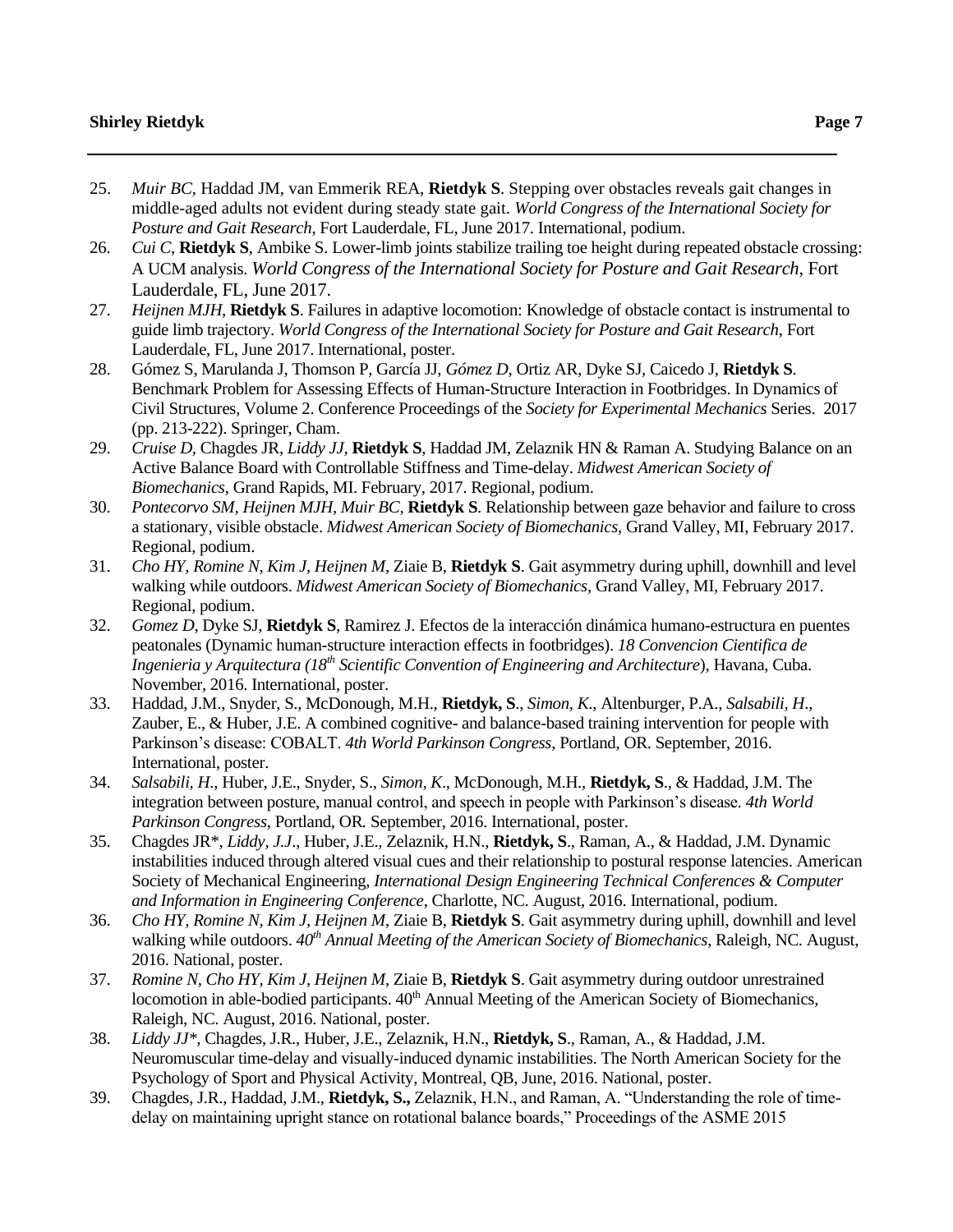25. *Muir BC*, Haddad JM, van Emmerik REA, **Rietdyk S**. Stepping over obstacles reveals gait changes in middle-aged adults not evident during steady state gait. *World Congress of the International Society for Posture and Gait Research*, Fort Lauderdale, FL, June 2017. International, podium.
26. *Cui C*, **Rietdyk S**, Ambike S. Lower-limb joints stabilize trailing toe height during repeated obstacle crossing: A UCM analysis. *World Congress of the International Society for Posture and Gait Research*, Fort Lauderdale, FL, June 2017.
27. *Heijnen MJH*, **Rietdyk S**. Failures in adaptive locomotion: Knowledge of obstacle contact is instrumental to guide limb trajectory. *World Congress of the International Society for Posture and Gait Research*, Fort Lauderdale, FL, June 2017. International, poster.
28. Gómez S, Marulanda J, Thomson P, García JJ, *Gómez D*, Ortiz AR, Dyke SJ, Caicedo J, **Rietdyk S**. Benchmark Problem for Assessing Effects of Human-Structure Interaction in Footbridges. In Dynamics of Civil Structures, Volume 2. Conference Proceedings of the *Society for Experimental Mechanics* Series. 2017 (pp. 213-222). Springer, Cham.
29. *Cruise D*, Chagdes JR, *Liddy JJ*, **Rietdyk S**, Haddad JM, Zelaznik HN & Raman A. Studying Balance on an Active Balance Board with Controllable Stiffness and Time-delay. *Midwest American Society of Biomechanics*, Grand Rapids, MI. February, 2017. Regional, podium.
30. *Pontecorvo SM, Heijnen MJH, Muir BC*, **Rietdyk S**. Relationship between gaze behavior and failure to cross a stationary, visible obstacle. *Midwest American Society of Biomechanics*, Grand Valley, MI, February 2017. Regional, podium.
31. *Cho HY, Romine N, Kim J, Heijnen M*, Ziaie B, **Rietdyk S**. Gait asymmetry during uphill, downhill and level walking while outdoors. *Midwest American Society of Biomechanics*, Grand Valley, MI, February 2017. Regional, podium.
32. *Gomez D*, Dyke SJ, **Rietdyk S**, Ramirez J. Efectos de la interacción dinámica humano-estructura en puentes peatonales (Dynamic human-structure interaction effects in footbridges). *18 Convencion Cientifica de Ingenieria y Arquitectura (18th Scientific Convention of Engineering and Architecture*), Havana, Cuba. November, 2016. International, poster.
33. Haddad, J.M., Snyder, S., McDonough, M.H., **Rietdyk, S**., *Simon, K*., Altenburger, P.A., *Salsabili, H*., Zauber, E., & Huber, J.E. A combined cognitive- and balance-based training intervention for people with Parkinson's disease: COBALT. *4th World Parkinson Congress*, Portland, OR. September, 2016. International, poster.
34. *Salsabili, H*., Huber, J.E., Snyder, S., *Simon, K*., McDonough, M.H., **Rietdyk, S**., & Haddad, J.M. The integration between posture, manual control, and speech in people with Parkinson's disease. *4th World Parkinson Congress*, Portland, OR. September, 2016. International, poster.
35. Chagdes JR*, *Liddy, J.J*., Huber, J.E., Zelaznik, H.N., **Rietdyk, S**., Raman, A., & Haddad, J.M. Dynamic instabilities induced through altered visual cues and their relationship to postural response latencies. American Society of Mechanical Engineering, *International Design Engineering Technical Conferences & Computer and Information in Engineering Conference*, Charlotte, NC. August, 2016. International, podium.
36. *Cho HY, Romine N, Kim J, Heijnen M*, Ziaie B, **Rietdyk S**. Gait asymmetry during uphill, downhill and level walking while outdoors. *40th Annual Meeting of the American Society of Biomechanics*, Raleigh, NC. August, 2016. National, poster.
37. *Romine N, Cho HY, Kim J, Heijnen M*, Ziaie B, **Rietdyk S**. Gait asymmetry during outdoor unrestrained locomotion in able-bodied participants. 40th Annual Meeting of the American Society of Biomechanics, Raleigh, NC. August, 2016. National, poster.
38. *Liddy JJ**, Chagdes, J.R., Huber, J.E., Zelaznik, H.N., **Rietdyk, S**., Raman, A., & Haddad, J.M. Neuromuscular time-delay and visually-induced dynamic instabilities. The North American Society for the Psychology of Sport and Physical Activity, Montreal, QB, June, 2016. National, poster.
39. Chagdes, J.R., Haddad, J.M., **Rietdyk, S.,** Zelaznik, H.N., and Raman, A. "Understanding the role of time-delay on maintaining upright stance on rotational balance boards," Proceedings of the ASME 2015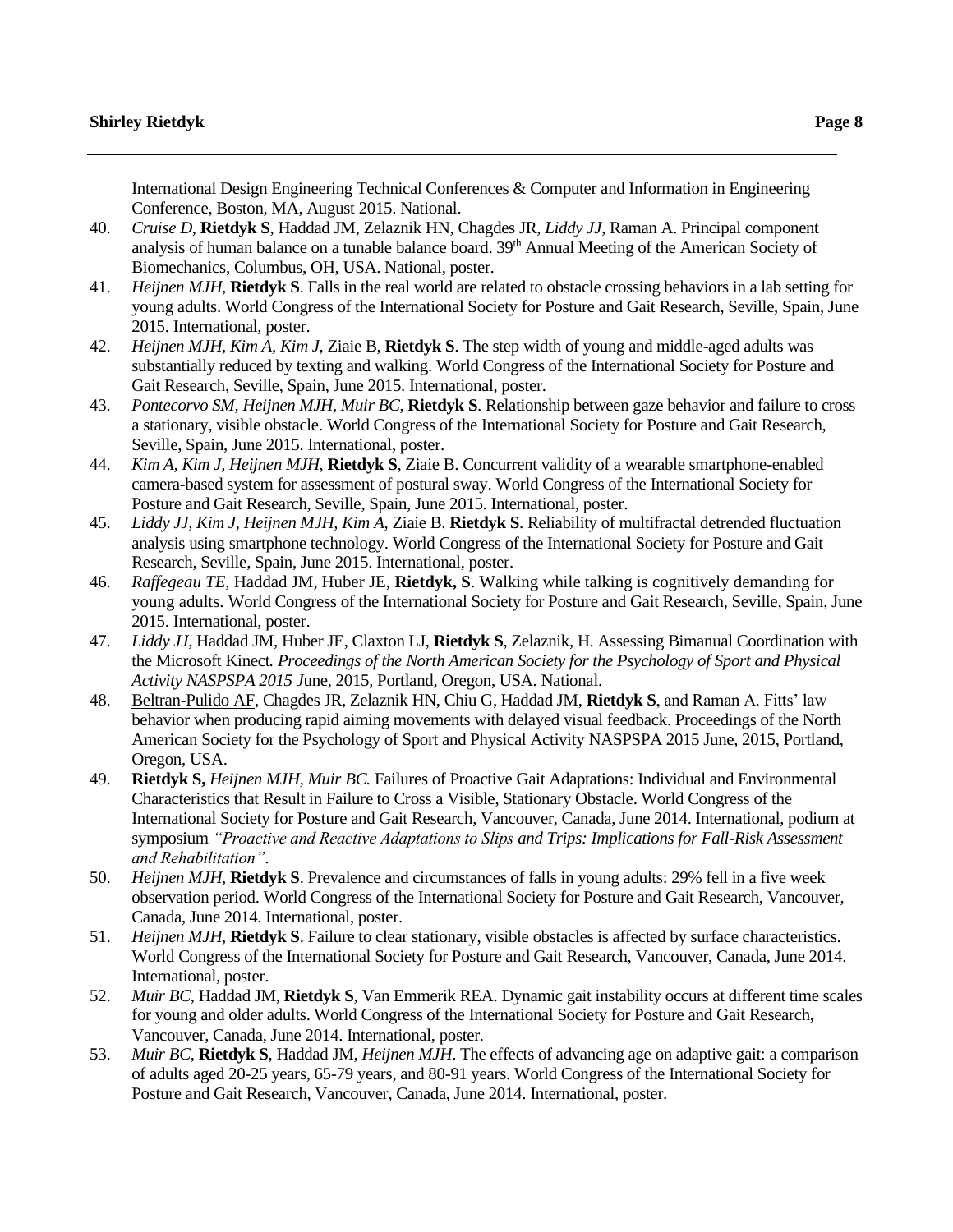International Design Engineering Technical Conferences & Computer and Information in Engineering Conference, Boston, MA, August 2015. National.

40. *Cruise D*, **Rietdyk S**, Haddad JM, Zelaznik HN, Chagdes JR, *Liddy JJ*, Raman A. Principal component analysis of human balance on a tunable balance board. 39th Annual Meeting of the American Society of Biomechanics, Columbus, OH, USA. National, poster.
41. *Heijnen MJH*, **Rietdyk S**. Falls in the real world are related to obstacle crossing behaviors in a lab setting for young adults. World Congress of the International Society for Posture and Gait Research, Seville, Spain, June 2015. International, poster.
42. *Heijnen MJH, Kim A, Kim J*, Ziaie B, **Rietdyk S**. The step width of young and middle-aged adults was substantially reduced by texting and walking. World Congress of the International Society for Posture and Gait Research, Seville, Spain, June 2015. International, poster.
43. *Pontecorvo SM, Heijnen MJH, Muir BC*, **Rietdyk S**. Relationship between gaze behavior and failure to cross a stationary, visible obstacle. World Congress of the International Society for Posture and Gait Research, Seville, Spain, June 2015. International, poster.
44. *Kim A, Kim J, Heijnen MJH*, **Rietdyk S**, Ziaie B. Concurrent validity of a wearable smartphone-enabled camera-based system for assessment of postural sway. World Congress of the International Society for Posture and Gait Research, Seville, Spain, June 2015. International, poster.
45. *Liddy JJ, Kim J, Heijnen MJH, Kim A*, Ziaie B. **Rietdyk S**. Reliability of multifractal detrended fluctuation analysis using smartphone technology. World Congress of the International Society for Posture and Gait Research, Seville, Spain, June 2015. International, poster.
46. *Raffegeau TE*, Haddad JM, Huber JE, **Rietdyk, S**. Walking while talking is cognitively demanding for young adults. World Congress of the International Society for Posture and Gait Research, Seville, Spain, June 2015. International, poster.
47. *Liddy JJ*, Haddad JM, Huber JE, Claxton LJ, **Rietdyk S**, Zelaznik, H. Assessing Bimanual Coordination with the Microsoft Kinect. *Proceedings of the North American Society for the Psychology of Sport and Physical Activity NASPSPA 2015 J*une, 2015, Portland, Oregon, USA. National.
48. Beltran-Pulido AF, Chagdes JR, Zelaznik HN, Chiu G, Haddad JM, **Rietdyk S**, and Raman A. Fitts' law behavior when producing rapid aiming movements with delayed visual feedback. Proceedings of the North American Society for the Psychology of Sport and Physical Activity NASPSPA 2015 June, 2015, Portland, Oregon, USA.
49. **Rietdyk S,** *Heijnen MJH, Muir BC.* Failures of Proactive Gait Adaptations: Individual and Environmental Characteristics that Result in Failure to Cross a Visible, Stationary Obstacle. World Congress of the International Society for Posture and Gait Research, Vancouver, Canada, June 2014. International, podium at symposium *"Proactive and Reactive Adaptations to Slips and Trips: Implications for Fall-Risk Assessment and Rehabilitation"*.
50. *Heijnen MJH*, **Rietdyk S**. Prevalence and circumstances of falls in young adults: 29% fell in a five week observation period. World Congress of the International Society for Posture and Gait Research, Vancouver, Canada, June 2014. International, poster.
51. *Heijnen MJH*, **Rietdyk S**. Failure to clear stationary, visible obstacles is affected by surface characteristics. World Congress of the International Society for Posture and Gait Research, Vancouver, Canada, June 2014. International, poster.
52. *Muir BC*, Haddad JM, **Rietdyk S**, Van Emmerik REA. Dynamic gait instability occurs at different time scales for young and older adults. World Congress of the International Society for Posture and Gait Research, Vancouver, Canada, June 2014. International, poster.
53. *Muir BC*, **Rietdyk S**, Haddad JM, *Heijnen MJH*. The effects of advancing age on adaptive gait: a comparison of adults aged 20-25 years, 65-79 years, and 80-91 years. World Congress of the International Society for Posture and Gait Research, Vancouver, Canada, June 2014. International, poster.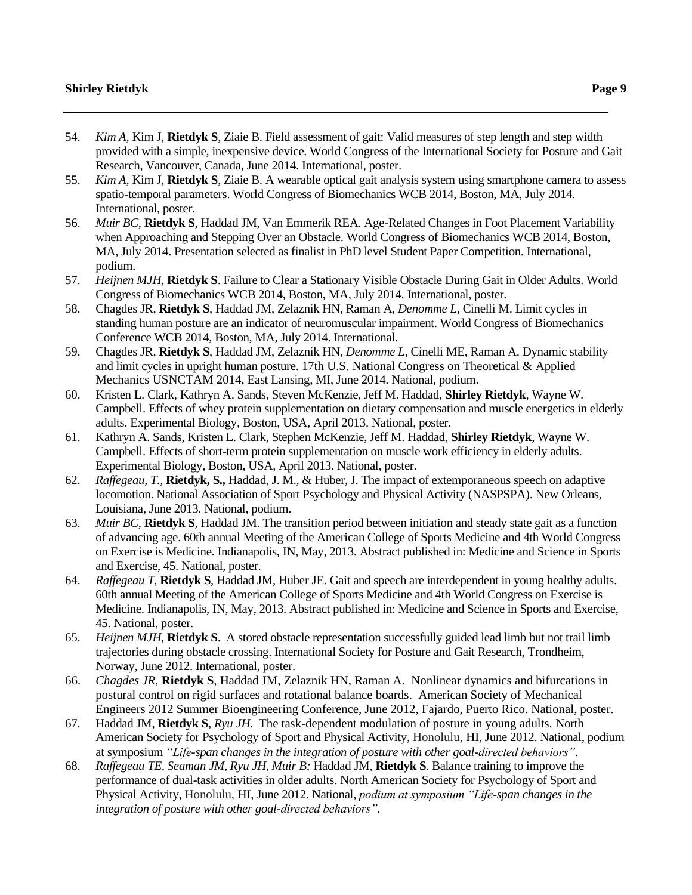54. *Kim A*, Kim J, **Rietdyk S**, Ziaie B. Field assessment of gait: Valid measures of step length and step width provided with a simple, inexpensive device. World Congress of the International Society for Posture and Gait Research, Vancouver, Canada, June 2014. International, poster.
55. *Kim A*, Kim J, **Rietdyk S**, Ziaie B. A wearable optical gait analysis system using smartphone camera to assess spatio-temporal parameters. World Congress of Biomechanics WCB 2014, Boston, MA, July 2014. International, poster.
56. *Muir BC*, **Rietdyk S**, Haddad JM, Van Emmerik REA. Age-Related Changes in Foot Placement Variability when Approaching and Stepping Over an Obstacle. World Congress of Biomechanics WCB 2014, Boston, MA, July 2014. Presentation selected as finalist in PhD level Student Paper Competition. International, podium.
57. *Heijnen MJH*, **Rietdyk S**. Failure to Clear a Stationary Visible Obstacle During Gait in Older Adults. World Congress of Biomechanics WCB 2014, Boston, MA, July 2014. International, poster.
58. Chagdes JR, **Rietdyk S**, Haddad JM, Zelaznik HN, Raman A, *Denomme L*, Cinelli M. Limit cycles in standing human posture are an indicator of neuromuscular impairment. World Congress of Biomechanics Conference WCB 2014, Boston, MA, July 2014. International.
59. Chagdes JR, **Rietdyk S**, Haddad JM, Zelaznik HN, *Denomme L*, Cinelli ME, Raman A. Dynamic stability and limit cycles in upright human posture. 17th U.S. National Congress on Theoretical & Applied Mechanics USNCTAM 2014, East Lansing, MI, June 2014. National, podium.
60. Kristen L. Clark, Kathryn A. Sands, Steven McKenzie, Jeff M. Haddad, **Shirley Rietdyk**, Wayne W. Campbell. Effects of whey protein supplementation on dietary compensation and muscle energetics in elderly adults. Experimental Biology, Boston, USA, April 2013. National, poster.
61. Kathryn A. Sands, Kristen L. Clark, Stephen McKenzie, Jeff M. Haddad, **Shirley Rietdyk**, Wayne W. Campbell. Effects of short-term protein supplementation on muscle work efficiency in elderly adults. Experimental Biology, Boston, USA, April 2013. National, poster.
62. *Raffegeau, T.*, **Rietdyk, S.,** Haddad, J. M., & Huber, J. The impact of extemporaneous speech on adaptive locomotion. National Association of Sport Psychology and Physical Activity (NASPSPA). New Orleans, Louisiana, June 2013. National, podium.
63. *Muir BC*, **Rietdyk S**, Haddad JM. The transition period between initiation and steady state gait as a function of advancing age. 60th annual Meeting of the American College of Sports Medicine and 4th World Congress on Exercise is Medicine. Indianapolis, IN, May, 2013. Abstract published in: Medicine and Science in Sports and Exercise, 45. National, poster.
64. *Raffegeau T*, **Rietdyk S**, Haddad JM, Huber JE. Gait and speech are interdependent in young healthy adults. 60th annual Meeting of the American College of Sports Medicine and 4th World Congress on Exercise is Medicine. Indianapolis, IN, May, 2013. Abstract published in: Medicine and Science in Sports and Exercise, 45. National, poster.
65. *Heijnen MJH*, **Rietdyk S**. A stored obstacle representation successfully guided lead limb but not trail limb trajectories during obstacle crossing. International Society for Posture and Gait Research, Trondheim, Norway, June 2012. International, poster.
66. *Chagdes JR*, **Rietdyk S**, Haddad JM, Zelaznik HN, Raman A. Nonlinear dynamics and bifurcations in postural control on rigid surfaces and rotational balance boards. American Society of Mechanical Engineers 2012 Summer Bioengineering Conference, June 2012, Fajardo, Puerto Rico. National, poster.
67. Haddad JM, **Rietdyk S**, *Ryu JH.* The task-dependent modulation of posture in young adults. North American Society for Psychology of Sport and Physical Activity, Honolulu, HI, June 2012. National, podium at symposium *"Life-span changes in the integration of posture with other goal-directed behaviors"*.
68. *Raffegeau TE, Seaman JM, Ryu JH, Muir B;* Haddad JM, **Rietdyk S**. Balance training to improve the performance of dual-task activities in older adults. North American Society for Psychology of Sport and Physical Activity, Honolulu, HI, June 2012. National, *podium at symposium "Life-span changes in the integration of posture with other goal-directed behaviors"*.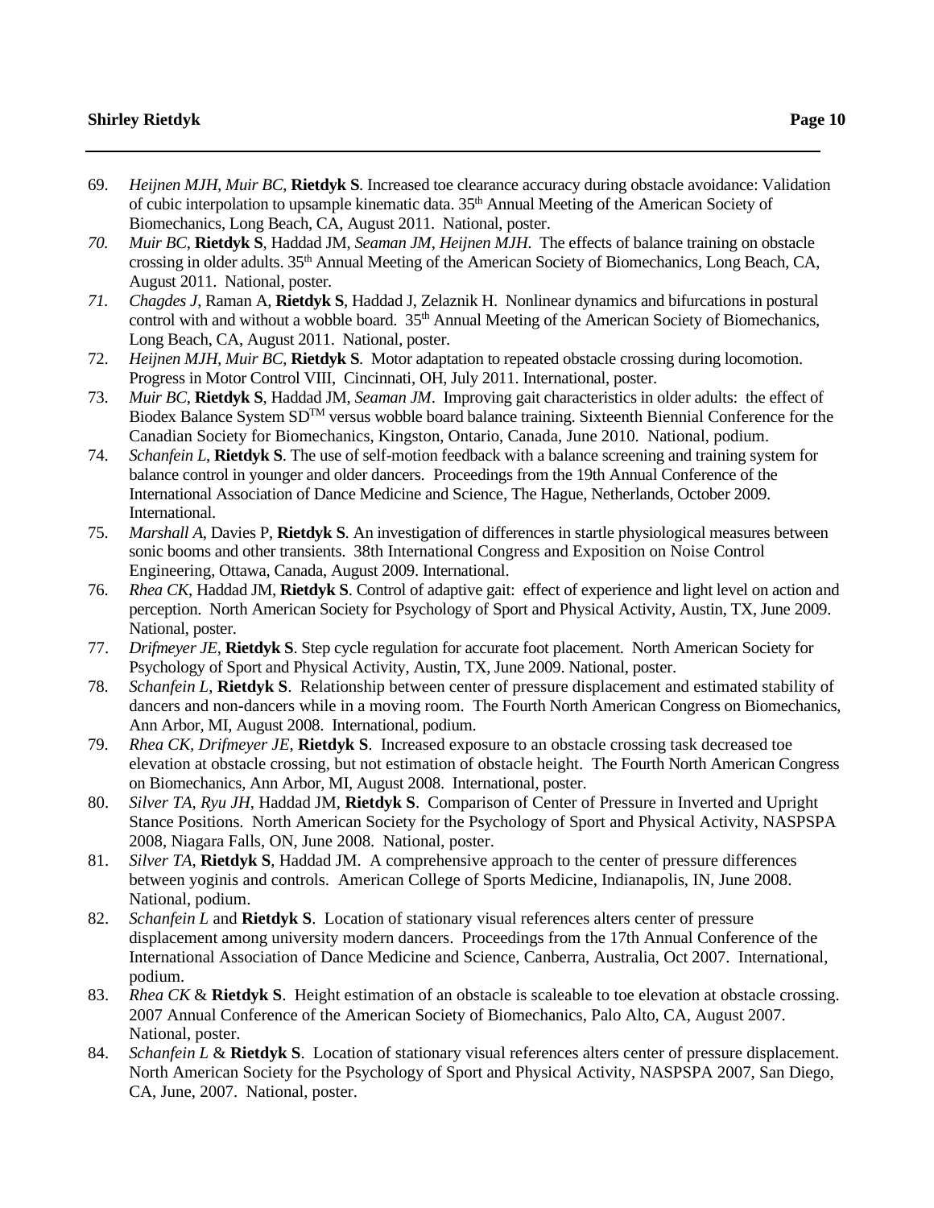69. *Heijnen MJH, Muir BC*, **Rietdyk S**. Increased toe clearance accuracy during obstacle avoidance: Validation of cubic interpolation to upsample kinematic data. 35th Annual Meeting of the American Society of Biomechanics, Long Beach, CA, August 2011. National, poster.
70. *Muir BC*, **Rietdyk S**, Haddad JM, *Seaman JM, Heijnen MJH*. The effects of balance training on obstacle crossing in older adults. 35th Annual Meeting of the American Society of Biomechanics, Long Beach, CA, August 2011. National, poster.
71. *Chagdes J*, Raman A, **Rietdyk S**, Haddad J, Zelaznik H. Nonlinear dynamics and bifurcations in postural control with and without a wobble board. 35th Annual Meeting of the American Society of Biomechanics, Long Beach, CA, August 2011. National, poster.
72. *Heijnen MJH, Muir BC*, **Rietdyk S**. Motor adaptation to repeated obstacle crossing during locomotion. Progress in Motor Control VIII, Cincinnati, OH, July 2011. International, poster.
73. *Muir BC*, **Rietdyk S**, Haddad JM, *Seaman JM*. Improving gait characteristics in older adults: the effect of Biodex Balance System SD™ versus wobble board balance training. Sixteenth Biennial Conference for the Canadian Society for Biomechanics, Kingston, Ontario, Canada, June 2010. National, podium.
74. *Schanfein L*, **Rietdyk S**. The use of self-motion feedback with a balance screening and training system for balance control in younger and older dancers. Proceedings from the 19th Annual Conference of the International Association of Dance Medicine and Science, The Hague, Netherlands, October 2009. International.
75. *Marshall A*, Davies P, **Rietdyk S**. An investigation of differences in startle physiological measures between sonic booms and other transients. 38th International Congress and Exposition on Noise Control Engineering, Ottawa, Canada, August 2009. International.
76. *Rhea CK*, Haddad JM, **Rietdyk S**. Control of adaptive gait: effect of experience and light level on action and perception. North American Society for Psychology of Sport and Physical Activity, Austin, TX, June 2009. National, poster.
77. *Drifmeyer JE*, **Rietdyk S**. Step cycle regulation for accurate foot placement. North American Society for Psychology of Sport and Physical Activity, Austin, TX, June 2009. National, poster.
78. *Schanfein L*, **Rietdyk S**. Relationship between center of pressure displacement and estimated stability of dancers and non-dancers while in a moving room. The Fourth North American Congress on Biomechanics, Ann Arbor, MI, August 2008. International, podium.
79. *Rhea CK, Drifmeyer JE*, **Rietdyk S**. Increased exposure to an obstacle crossing task decreased toe elevation at obstacle crossing, but not estimation of obstacle height. The Fourth North American Congress on Biomechanics, Ann Arbor, MI, August 2008. International, poster.
80. *Silver TA, Ryu JH*, Haddad JM, **Rietdyk S**. Comparison of Center of Pressure in Inverted and Upright Stance Positions. North American Society for the Psychology of Sport and Physical Activity, NASPSPA 2008, Niagara Falls, ON, June 2008. National, poster.
81. *Silver TA*, **Rietdyk S**, Haddad JM. A comprehensive approach to the center of pressure differences between yoginis and controls. American College of Sports Medicine, Indianapolis, IN, June 2008. National, podium.
82. *Schanfein L* and **Rietdyk S**. Location of stationary visual references alters center of pressure displacement among university modern dancers. Proceedings from the 17th Annual Conference of the International Association of Dance Medicine and Science, Canberra, Australia, Oct 2007. International, podium.
83. *Rhea CK* & **Rietdyk S**. Height estimation of an obstacle is scaleable to toe elevation at obstacle crossing. 2007 Annual Conference of the American Society of Biomechanics, Palo Alto, CA, August 2007. National, poster.
84. *Schanfein L* & **Rietdyk S**. Location of stationary visual references alters center of pressure displacement. North American Society for the Psychology of Sport and Physical Activity, NASPSPA 2007, San Diego, CA, June, 2007. National, poster.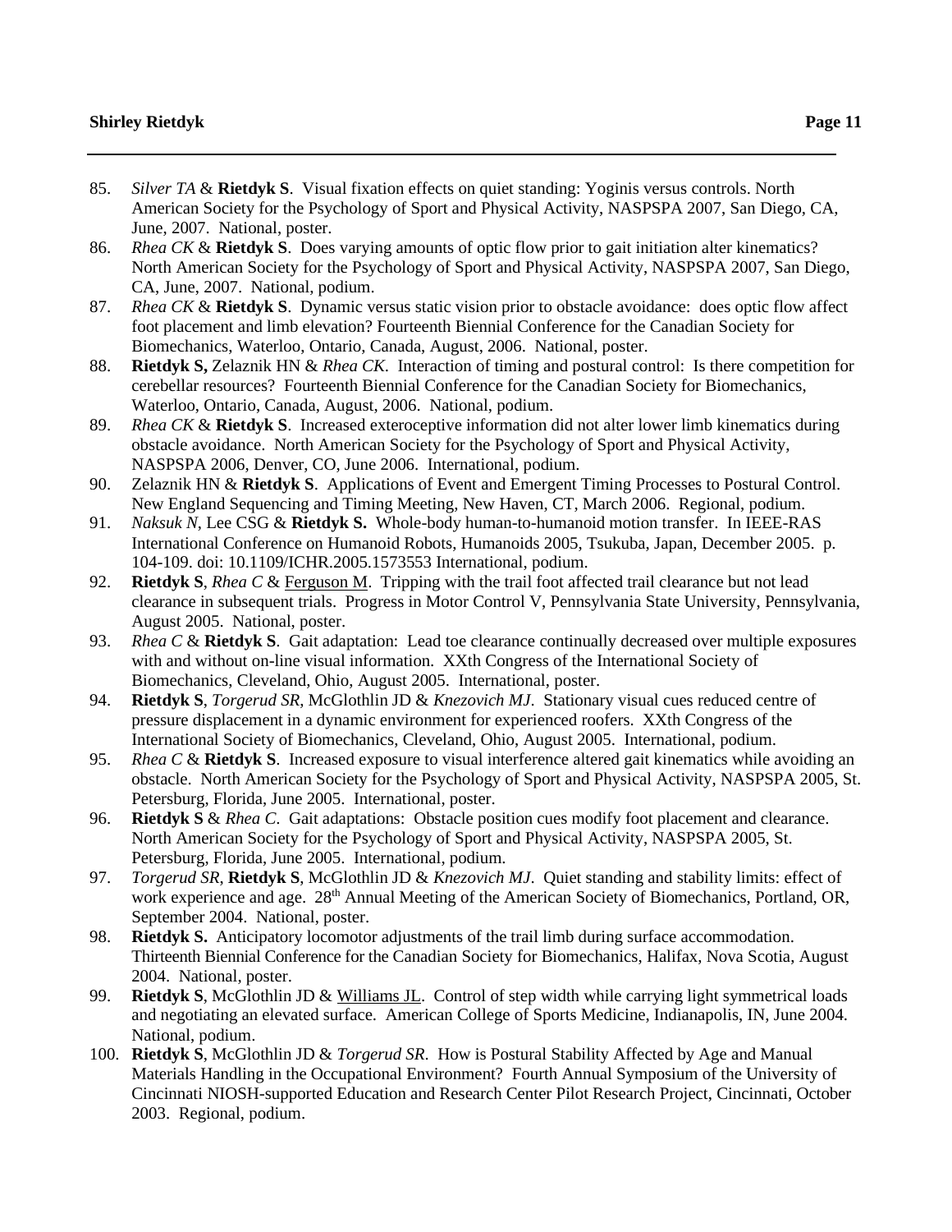85. *Silver TA* & **Rietdyk S**. Visual fixation effects on quiet standing: Yoginis versus controls. North American Society for the Psychology of Sport and Physical Activity, NASPSPA 2007, San Diego, CA, June, 2007. National, poster.
86. *Rhea CK* & **Rietdyk S**. Does varying amounts of optic flow prior to gait initiation alter kinematics? North American Society for the Psychology of Sport and Physical Activity, NASPSPA 2007, San Diego, CA, June, 2007. National, podium.
87. *Rhea CK* & **Rietdyk S**. Dynamic versus static vision prior to obstacle avoidance: does optic flow affect foot placement and limb elevation? Fourteenth Biennial Conference for the Canadian Society for Biomechanics, Waterloo, Ontario, Canada, August, 2006. National, poster.
88. **Rietdyk S,** Zelaznik HN & *Rhea CK*. Interaction of timing and postural control: Is there competition for cerebellar resources? Fourteenth Biennial Conference for the Canadian Society for Biomechanics, Waterloo, Ontario, Canada, August, 2006. National, podium.
89. *Rhea CK* & **Rietdyk S**. Increased exteroceptive information did not alter lower limb kinematics during obstacle avoidance. North American Society for the Psychology of Sport and Physical Activity, NASPSPA 2006, Denver, CO, June 2006. International, podium.
90. Zelaznik HN & **Rietdyk S**. Applications of Event and Emergent Timing Processes to Postural Control. New England Sequencing and Timing Meeting, New Haven, CT, March 2006. Regional, podium.
91. *Naksuk N*, Lee CSG & **Rietdyk S.** Whole-body human-to-humanoid motion transfer. In IEEE-RAS International Conference on Humanoid Robots, Humanoids 2005, Tsukuba, Japan, December 2005. p. 104-109. doi: 10.1109/ICHR.2005.1573553 International, podium.
92. **Rietdyk S**, *Rhea C* & <u>Ferguson M</u>. Tripping with the trail foot affected trail clearance but not lead clearance in subsequent trials. Progress in Motor Control V, Pennsylvania State University, Pennsylvania, August 2005. National, poster.
93. *Rhea C* & **Rietdyk S**. Gait adaptation: Lead toe clearance continually decreased over multiple exposures with and without on-line visual information. XXth Congress of the International Society of Biomechanics, Cleveland, Ohio, August 2005. International, poster.
94. **Rietdyk S**, *Torgerud SR,* McGlothlin JD & *Knezovich MJ*. Stationary visual cues reduced centre of pressure displacement in a dynamic environment for experienced roofers. XXth Congress of the International Society of Biomechanics, Cleveland, Ohio, August 2005. International, podium.
95. *Rhea C* & **Rietdyk S**. Increased exposure to visual interference altered gait kinematics while avoiding an obstacle. North American Society for the Psychology of Sport and Physical Activity, NASPSPA 2005, St. Petersburg, Florida, June 2005. International, poster.
96. **Rietdyk S** & *Rhea C*. Gait adaptations: Obstacle position cues modify foot placement and clearance. North American Society for the Psychology of Sport and Physical Activity, NASPSPA 2005, St. Petersburg, Florida, June 2005. International, podium.
97. *Torgerud SR*, **Rietdyk S**, McGlothlin JD & *Knezovich MJ*. Quiet standing and stability limits: effect of work experience and age. 28th Annual Meeting of the American Society of Biomechanics, Portland, OR, September 2004. National, poster.
98. **Rietdyk S.** Anticipatory locomotor adjustments of the trail limb during surface accommodation. Thirteenth Biennial Conference for the Canadian Society for Biomechanics, Halifax, Nova Scotia, August 2004. National, poster.
99. **Rietdyk S**, McGlothlin JD & <u>Williams JL</u>. Control of step width while carrying light symmetrical loads and negotiating an elevated surface. American College of Sports Medicine, Indianapolis, IN, June 2004. National, podium.
100. **Rietdyk S**, McGlothlin JD & *Torgerud SR*. How is Postural Stability Affected by Age and Manual Materials Handling in the Occupational Environment? Fourth Annual Symposium of the University of Cincinnati NIOSH-supported Education and Research Center Pilot Research Project, Cincinnati, October 2003. Regional, podium.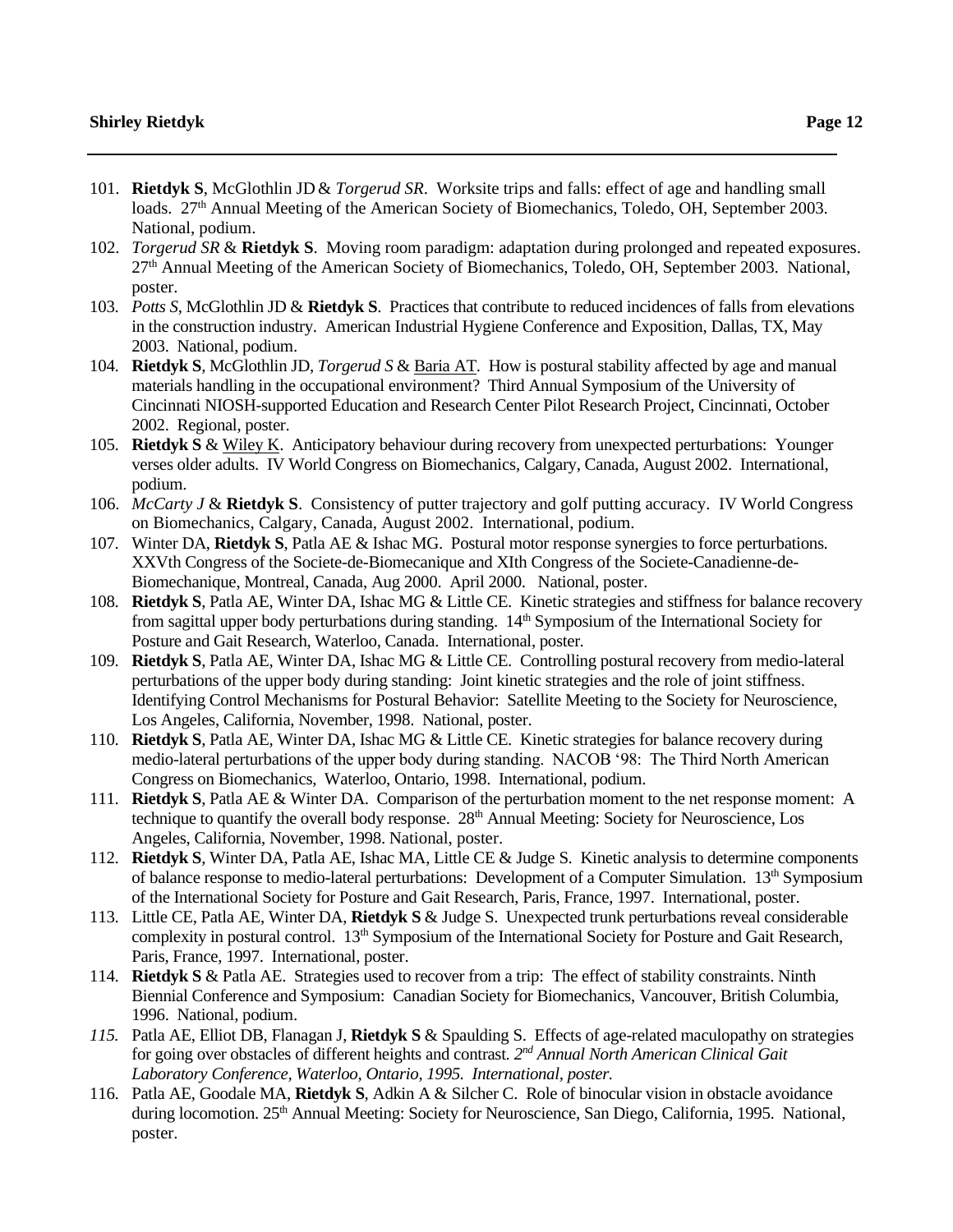101. **Rietdyk S**, McGlothlin JD & *Torgerud SR*. Worksite trips and falls: effect of age and handling small loads. 27th Annual Meeting of the American Society of Biomechanics, Toledo, OH, September 2003. National, podium.
102. *Torgerud SR* & **Rietdyk S**. Moving room paradigm: adaptation during prolonged and repeated exposures. 27th Annual Meeting of the American Society of Biomechanics, Toledo, OH, September 2003. National, poster.
103. *Potts S*, McGlothlin JD & **Rietdyk S**. Practices that contribute to reduced incidences of falls from elevations in the construction industry. American Industrial Hygiene Conference and Exposition, Dallas, TX, May 2003. National, podium.
104. **Rietdyk S**, McGlothlin JD, *Torgerud S* & <u>Baria AT</u>. How is postural stability affected by age and manual materials handling in the occupational environment? Third Annual Symposium of the University of Cincinnati NIOSH-supported Education and Research Center Pilot Research Project, Cincinnati, October 2002. Regional, poster.
105. **Rietdyk S** & <u>Wiley K</u>. Anticipatory behaviour during recovery from unexpected perturbations: Younger verses older adults. IV World Congress on Biomechanics, Calgary, Canada, August 2002. International, podium.
106. *McCarty J* & **Rietdyk S**. Consistency of putter trajectory and golf putting accuracy. IV World Congress on Biomechanics, Calgary, Canada, August 2002. International, podium.
107. Winter DA, **Rietdyk S**, Patla AE & Ishac MG. Postural motor response synergies to force perturbations. XXVth Congress of the Societe-de-Biomecanique and XIth Congress of the Societe-Canadienne-de-Biomechanique, Montreal, Canada, Aug 2000. April 2000. National, poster.
108. **Rietdyk S**, Patla AE, Winter DA, Ishac MG & Little CE. Kinetic strategies and stiffness for balance recovery from sagittal upper body perturbations during standing. 14th Symposium of the International Society for Posture and Gait Research, Waterloo, Canada. International, poster.
109. **Rietdyk S**, Patla AE, Winter DA, Ishac MG & Little CE. Controlling postural recovery from medio-lateral perturbations of the upper body during standing: Joint kinetic strategies and the role of joint stiffness. Identifying Control Mechanisms for Postural Behavior: Satellite Meeting to the Society for Neuroscience, Los Angeles, California, November, 1998. National, poster.
110. **Rietdyk S**, Patla AE, Winter DA, Ishac MG & Little CE. Kinetic strategies for balance recovery during medio-lateral perturbations of the upper body during standing. NACOB '98: The Third North American Congress on Biomechanics, Waterloo, Ontario, 1998. International, podium.
111. **Rietdyk S**, Patla AE & Winter DA. Comparison of the perturbation moment to the net response moment: A technique to quantify the overall body response. 28th Annual Meeting: Society for Neuroscience, Los Angeles, California, November, 1998. National, poster.
112. **Rietdyk S**, Winter DA, Patla AE, Ishac MA, Little CE & Judge S. Kinetic analysis to determine components of balance response to medio-lateral perturbations: Development of a Computer Simulation. 13th Symposium of the International Society for Posture and Gait Research, Paris, France, 1997. International, poster.
113. Little CE, Patla AE, Winter DA, **Rietdyk S** & Judge S. Unexpected trunk perturbations reveal considerable complexity in postural control. 13th Symposium of the International Society for Posture and Gait Research, Paris, France, 1997. International, poster.
114. **Rietdyk S** & Patla AE. Strategies used to recover from a trip: The effect of stability constraints. Ninth Biennial Conference and Symposium: Canadian Society for Biomechanics, Vancouver, British Columbia, 1996. National, podium.
115. Patla AE, Elliot DB, Flanagan J, **Rietdyk S** & Spaulding S. Effects of age-related maculopathy on strategies for going over obstacles of different heights and contrast. *2nd Annual North American Clinical Gait Laboratory Conference, Waterloo, Ontario, 1995. International, poster.*
116. Patla AE, Goodale MA, **Rietdyk S**, Adkin A & Silcher C. Role of binocular vision in obstacle avoidance during locomotion. 25th Annual Meeting: Society for Neuroscience, San Diego, California, 1995. National, poster.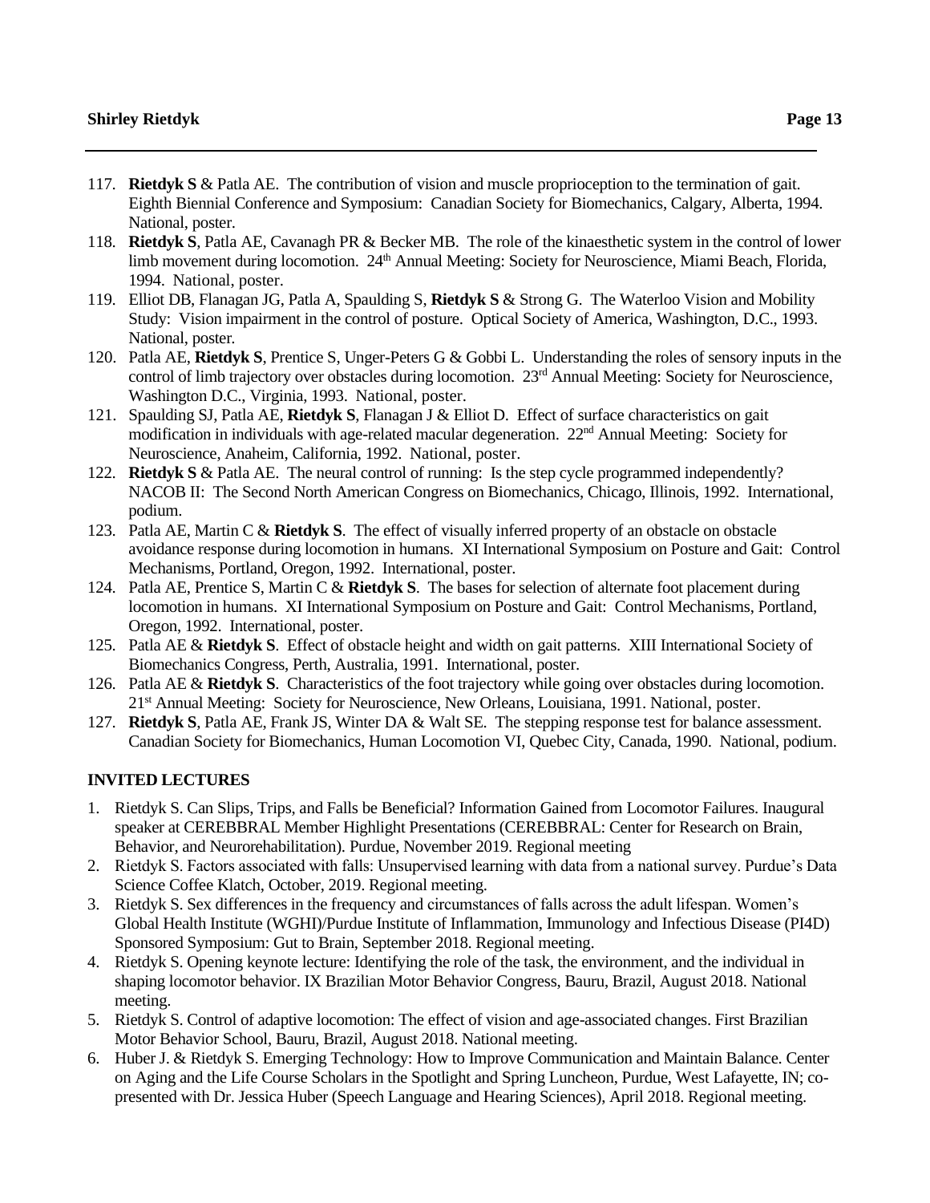117. **Rietdyk S** & Patla AE. The contribution of vision and muscle proprioception to the termination of gait. Eighth Biennial Conference and Symposium: Canadian Society for Biomechanics, Calgary, Alberta, 1994. National, poster.
118. **Rietdyk S**, Patla AE, Cavanagh PR & Becker MB. The role of the kinaesthetic system in the control of lower limb movement during locomotion. 24th Annual Meeting: Society for Neuroscience, Miami Beach, Florida, 1994. National, poster.
119. Elliot DB, Flanagan JG, Patla A, Spaulding S, **Rietdyk S** & Strong G. The Waterloo Vision and Mobility Study: Vision impairment in the control of posture. Optical Society of America, Washington, D.C., 1993. National, poster.
120. Patla AE, **Rietdyk S**, Prentice S, Unger-Peters G & Gobbi L. Understanding the roles of sensory inputs in the control of limb trajectory over obstacles during locomotion. 23rd Annual Meeting: Society for Neuroscience, Washington D.C., Virginia, 1993. National, poster.
121. Spaulding SJ, Patla AE, **Rietdyk S**, Flanagan J & Elliot D. Effect of surface characteristics on gait modification in individuals with age-related macular degeneration. 22nd Annual Meeting: Society for Neuroscience, Anaheim, California, 1992. National, poster.
122. **Rietdyk S** & Patla AE. The neural control of running: Is the step cycle programmed independently? NACOB II: The Second North American Congress on Biomechanics, Chicago, Illinois, 1992. International, podium.
123. Patla AE, Martin C & **Rietdyk S**. The effect of visually inferred property of an obstacle on obstacle avoidance response during locomotion in humans. XI International Symposium on Posture and Gait: Control Mechanisms, Portland, Oregon, 1992. International, poster.
124. Patla AE, Prentice S, Martin C & **Rietdyk S**. The bases for selection of alternate foot placement during locomotion in humans. XI International Symposium on Posture and Gait: Control Mechanisms, Portland, Oregon, 1992. International, poster.
125. Patla AE & **Rietdyk S**. Effect of obstacle height and width on gait patterns. XIII International Society of Biomechanics Congress, Perth, Australia, 1991. International, poster.
126. Patla AE & **Rietdyk S**. Characteristics of the foot trajectory while going over obstacles during locomotion. 21st Annual Meeting: Society for Neuroscience, New Orleans, Louisiana, 1991. National, poster.
127. **Rietdyk S**, Patla AE, Frank JS, Winter DA & Walt SE. The stepping response test for balance assessment. Canadian Society for Biomechanics, Human Locomotion VI, Quebec City, Canada, 1990. National, podium.

**INVITED LECTURES**

1. Rietdyk S. Can Slips, Trips, and Falls be Beneficial? Information Gained from Locomotor Failures. Inaugural speaker at CEREBBRAL Member Highlight Presentations (CEREBBRAL: Center for Research on Brain, Behavior, and Neurorehabilitation). Purdue, November 2019. Regional meeting
2. Rietdyk S. Factors associated with falls: Unsupervised learning with data from a national survey. Purdue's Data Science Coffee Klatch, October, 2019. Regional meeting.
3. Rietdyk S. Sex differences in the frequency and circumstances of falls across the adult lifespan. Women's Global Health Institute (WGHI)/Purdue Institute of Inflammation, Immunology and Infectious Disease (PI4D) Sponsored Symposium: Gut to Brain, September 2018. Regional meeting.
4. Rietdyk S. Opening keynote lecture: Identifying the role of the task, the environment, and the individual in shaping locomotor behavior. IX Brazilian Motor Behavior Congress, Bauru, Brazil, August 2018. National meeting.
5. Rietdyk S. Control of adaptive locomotion: The effect of vision and age-associated changes. First Brazilian Motor Behavior School, Bauru, Brazil, August 2018. National meeting.
6. Huber J. & Rietdyk S. Emerging Technology: How to Improve Communication and Maintain Balance. Center on Aging and the Life Course Scholars in the Spotlight and Spring Luncheon, Purdue, West Lafayette, IN; co-presented with Dr. Jessica Huber (Speech Language and Hearing Sciences), April 2018. Regional meeting.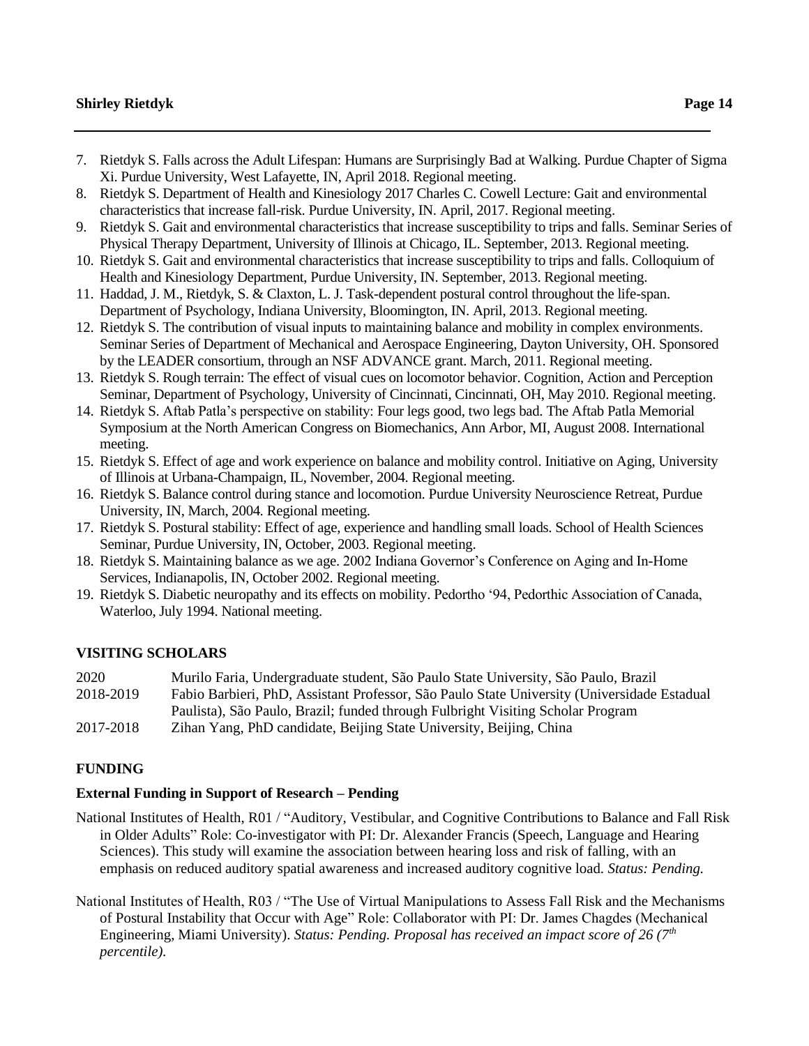7. Rietdyk S. Falls across the Adult Lifespan: Humans are Surprisingly Bad at Walking. Purdue Chapter of Sigma Xi. Purdue University, West Lafayette, IN, April 2018. Regional meeting.
8. Rietdyk S. Department of Health and Kinesiology 2017 Charles C. Cowell Lecture: Gait and environmental characteristics that increase fall-risk. Purdue University, IN. April, 2017. Regional meeting.
9. Rietdyk S. Gait and environmental characteristics that increase susceptibility to trips and falls. Seminar Series of Physical Therapy Department, University of Illinois at Chicago, IL. September, 2013. Regional meeting.
10. Rietdyk S. Gait and environmental characteristics that increase susceptibility to trips and falls. Colloquium of Health and Kinesiology Department, Purdue University, IN. September, 2013. Regional meeting.
11. Haddad, J. M., Rietdyk, S. & Claxton, L. J. Task-dependent postural control throughout the life-span. Department of Psychology, Indiana University, Bloomington, IN. April, 2013. Regional meeting.
12. Rietdyk S. The contribution of visual inputs to maintaining balance and mobility in complex environments. Seminar Series of Department of Mechanical and Aerospace Engineering, Dayton University, OH. Sponsored by the LEADER consortium, through an NSF ADVANCE grant. March, 2011. Regional meeting.
13. Rietdyk S. Rough terrain: The effect of visual cues on locomotor behavior. Cognition, Action and Perception Seminar, Department of Psychology, University of Cincinnati, Cincinnati, OH, May 2010. Regional meeting.
14. Rietdyk S. Aftab Patla's perspective on stability: Four legs good, two legs bad. The Aftab Patla Memorial Symposium at the North American Congress on Biomechanics, Ann Arbor, MI, August 2008. International meeting.
15. Rietdyk S. Effect of age and work experience on balance and mobility control. Initiative on Aging, University of Illinois at Urbana-Champaign, IL, November, 2004. Regional meeting.
16. Rietdyk S. Balance control during stance and locomotion. Purdue University Neuroscience Retreat, Purdue University, IN, March, 2004. Regional meeting.
17. Rietdyk S. Postural stability: Effect of age, experience and handling small loads. School of Health Sciences Seminar, Purdue University, IN, October, 2003. Regional meeting.
18. Rietdyk S. Maintaining balance as we age. 2002 Indiana Governor's Conference on Aging and In-Home Services, Indianapolis, IN, October 2002. Regional meeting.
19. Rietdyk S. Diabetic neuropathy and its effects on mobility. Pedortho '94, Pedorthic Association of Canada, Waterloo, July 1994. National meeting.

## VISITING SCHOLARS

| | |
|---|---|
| 2020 | Murilo Faria, Undergraduate student, São Paulo State University, São Paulo, Brazil |
| 2018-2019 | Fabio Barbieri, PhD, Assistant Professor, São Paulo State University (Universidade Estadual Paulista), São Paulo, Brazil; funded through Fulbright Visiting Scholar Program |
| 2017-2018 | Zihan Yang, PhD candidate, Beijing State University, Beijing, China |

## FUNDING

### External Funding in Support of Research – Pending

National Institutes of Health, R01 / "Auditory, Vestibular, and Cognitive Contributions to Balance and Fall Risk in Older Adults" Role: Co-investigator with PI: Dr. Alexander Francis (Speech, Language and Hearing Sciences). This study will examine the association between hearing loss and risk of falling, with an emphasis on reduced auditory spatial awareness and increased auditory cognitive load. *Status: Pending.*

National Institutes of Health, R03 / "The Use of Virtual Manipulations to Assess Fall Risk and the Mechanisms of Postural Instability that Occur with Age" Role: Collaborator with PI: Dr. James Chagdes (Mechanical Engineering, Miami University). *Status: Pending. Proposal has received an impact score of 26 (7th percentile).*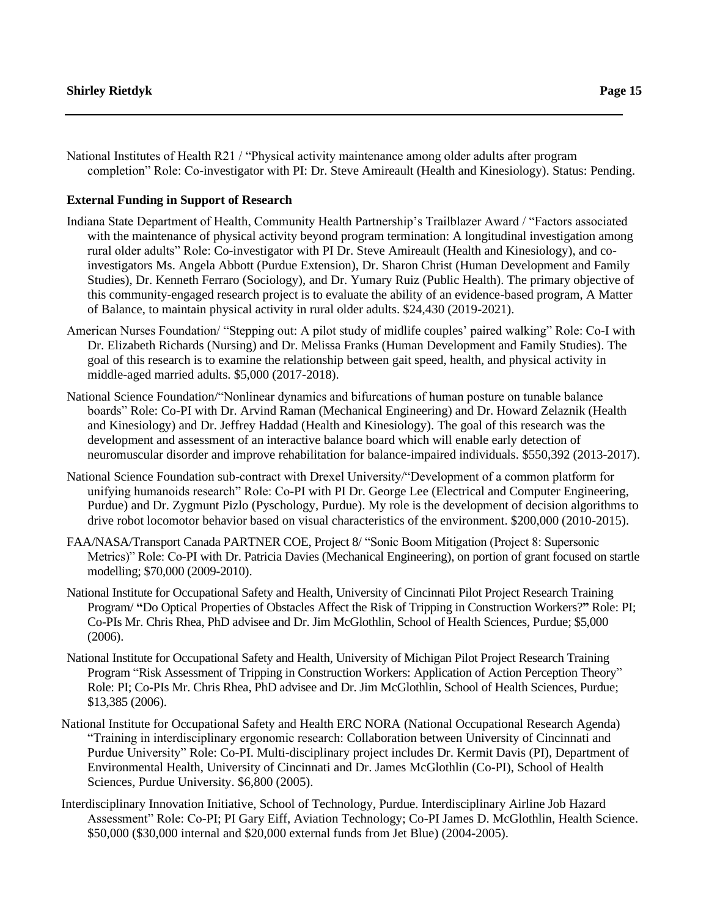National Institutes of Health R21 / "Physical activity maintenance among older adults after program completion" Role: Co-investigator with PI: Dr. Steve Amireault (Health and Kinesiology). Status: Pending.

**External Funding in Support of Research**

Indiana State Department of Health, Community Health Partnership's Trailblazer Award / "Factors associated with the maintenance of physical activity beyond program termination: A longitudinal investigation among rural older adults" Role: Co-investigator with PI Dr. Steve Amireault (Health and Kinesiology), and co-investigators Ms. Angela Abbott (Purdue Extension), Dr. Sharon Christ (Human Development and Family Studies), Dr. Kenneth Ferraro (Sociology), and Dr. Yumary Ruiz (Public Health). The primary objective of this community-engaged research project is to evaluate the ability of an evidence-based program, A Matter of Balance, to maintain physical activity in rural older adults. $24,430 (2019-2021).

American Nurses Foundation/ "Stepping out: A pilot study of midlife couples' paired walking" Role: Co-I with Dr. Elizabeth Richards (Nursing) and Dr. Melissa Franks (Human Development and Family Studies). The goal of this research is to examine the relationship between gait speed, health, and physical activity in middle-aged married adults. $5,000 (2017-2018).

National Science Foundation/"Nonlinear dynamics and bifurcations of human posture on tunable balance boards" Role: Co-PI with Dr. Arvind Raman (Mechanical Engineering) and Dr. Howard Zelaznik (Health and Kinesiology) and Dr. Jeffrey Haddad (Health and Kinesiology). The goal of this research was the development and assessment of an interactive balance board which will enable early detection of neuromuscular disorder and improve rehabilitation for balance-impaired individuals. $550,392 (2013-2017).

National Science Foundation sub-contract with Drexel University/"Development of a common platform for unifying humanoids research" Role: Co-PI with PI Dr. George Lee (Electrical and Computer Engineering, Purdue) and Dr. Zygmunt Pizlo (Pyschology, Purdue). My role is the development of decision algorithms to drive robot locomotor behavior based on visual characteristics of the environment. $200,000 (2010-2015).

FAA/NASA/Transport Canada PARTNER COE, Project 8/ "Sonic Boom Mitigation (Project 8: Supersonic Metrics)" Role: Co-PI with Dr. Patricia Davies (Mechanical Engineering), on portion of grant focused on startle modelling; $70,000 (2009-2010).

National Institute for Occupational Safety and Health, University of Cincinnati Pilot Project Research Training Program/ **"**Do Optical Properties of Obstacles Affect the Risk of Tripping in Construction Workers?**"** Role: PI; Co-PIs Mr. Chris Rhea, PhD advisee and Dr. Jim McGlothlin, School of Health Sciences, Purdue; $5,000 (2006).

National Institute for Occupational Safety and Health, University of Michigan Pilot Project Research Training Program "Risk Assessment of Tripping in Construction Workers: Application of Action Perception Theory" Role: PI; Co-PIs Mr. Chris Rhea, PhD advisee and Dr. Jim McGlothlin, School of Health Sciences, Purdue; $13,385 (2006).

National Institute for Occupational Safety and Health ERC NORA (National Occupational Research Agenda) "Training in interdisciplinary ergonomic research: Collaboration between University of Cincinnati and Purdue University" Role: Co-PI. Multi-disciplinary project includes Dr. Kermit Davis (PI), Department of Environmental Health, University of Cincinnati and Dr. James McGlothlin (Co-PI), School of Health Sciences, Purdue University. $6,800 (2005).

Interdisciplinary Innovation Initiative, School of Technology, Purdue. Interdisciplinary Airline Job Hazard Assessment" Role: Co-PI; PI Gary Eiff, Aviation Technology; Co-PI James D. McGlothlin, Health Science. $50,000 ($30,000 internal and $20,000 external funds from Jet Blue) (2004-2005).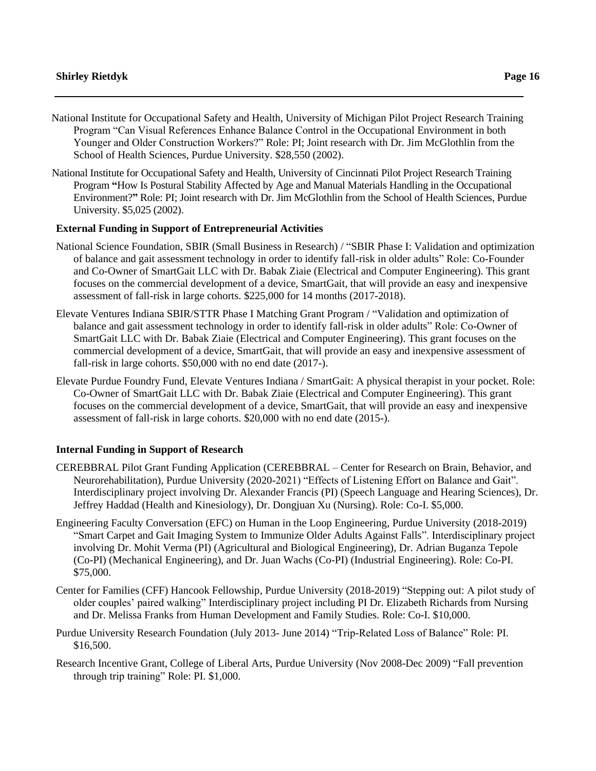National Institute for Occupational Safety and Health, University of Michigan Pilot Project Research Training Program "Can Visual References Enhance Balance Control in the Occupational Environment in both Younger and Older Construction Workers?" Role: PI; Joint research with Dr. Jim McGlothlin from the School of Health Sciences, Purdue University. $28,550 (2002).

National Institute for Occupational Safety and Health, University of Cincinnati Pilot Project Research Training Program **"**How Is Postural Stability Affected by Age and Manual Materials Handling in the Occupational Environment?**"** Role: PI; Joint research with Dr. Jim McGlothlin from the School of Health Sciences, Purdue University. $5,025 (2002).

**External Funding in Support of Entrepreneurial Activities**

National Science Foundation, SBIR (Small Business in Research) / "SBIR Phase I: Validation and optimization of balance and gait assessment technology in order to identify fall-risk in older adults" Role: Co-Founder and Co-Owner of SmartGait LLC with Dr. Babak Ziaie (Electrical and Computer Engineering). This grant focuses on the commercial development of a device, SmartGait, that will provide an easy and inexpensive assessment of fall-risk in large cohorts. $225,000 for 14 months (2017-2018).

Elevate Ventures Indiana SBIR/STTR Phase I Matching Grant Program / "Validation and optimization of balance and gait assessment technology in order to identify fall-risk in older adults" Role: Co-Owner of SmartGait LLC with Dr. Babak Ziaie (Electrical and Computer Engineering). This grant focuses on the commercial development of a device, SmartGait, that will provide an easy and inexpensive assessment of fall-risk in large cohorts. $50,000 with no end date (2017-).

Elevate Purdue Foundry Fund, Elevate Ventures Indiana / SmartGait: A physical therapist in your pocket. Role: Co-Owner of SmartGait LLC with Dr. Babak Ziaie (Electrical and Computer Engineering). This grant focuses on the commercial development of a device, SmartGait, that will provide an easy and inexpensive assessment of fall-risk in large cohorts. $20,000 with no end date (2015-).

**Internal Funding in Support of Research**

CEREBBRAL Pilot Grant Funding Application (CEREBBRAL – Center for Research on Brain, Behavior, and Neurorehabilitation), Purdue University (2020-2021) "Effects of Listening Effort on Balance and Gait". Interdisciplinary project involving Dr. Alexander Francis (PI) (Speech Language and Hearing Sciences), Dr. Jeffrey Haddad (Health and Kinesiology), Dr. Dongjuan Xu (Nursing). Role: Co-I. $5,000.

Engineering Faculty Conversation (EFC) on Human in the Loop Engineering, Purdue University (2018-2019) "Smart Carpet and Gait Imaging System to Immunize Older Adults Against Falls". Interdisciplinary project involving Dr. Mohit Verma (PI) (Agricultural and Biological Engineering), Dr. Adrian Buganza Tepole (Co-PI) (Mechanical Engineering), and Dr. Juan Wachs (Co-PI) (Industrial Engineering). Role: Co-PI. $75,000.

Center for Families (CFF) Hancook Fellowship, Purdue University (2018-2019) "Stepping out: A pilot study of older couples' paired walking" Interdisciplinary project including PI Dr. Elizabeth Richards from Nursing and Dr. Melissa Franks from Human Development and Family Studies. Role: Co-I. $10,000.

Purdue University Research Foundation (July 2013- June 2014) "Trip-Related Loss of Balance" Role: PI. $16,500.

Research Incentive Grant, College of Liberal Arts, Purdue University (Nov 2008-Dec 2009) "Fall prevention through trip training" Role: PI. $1,000.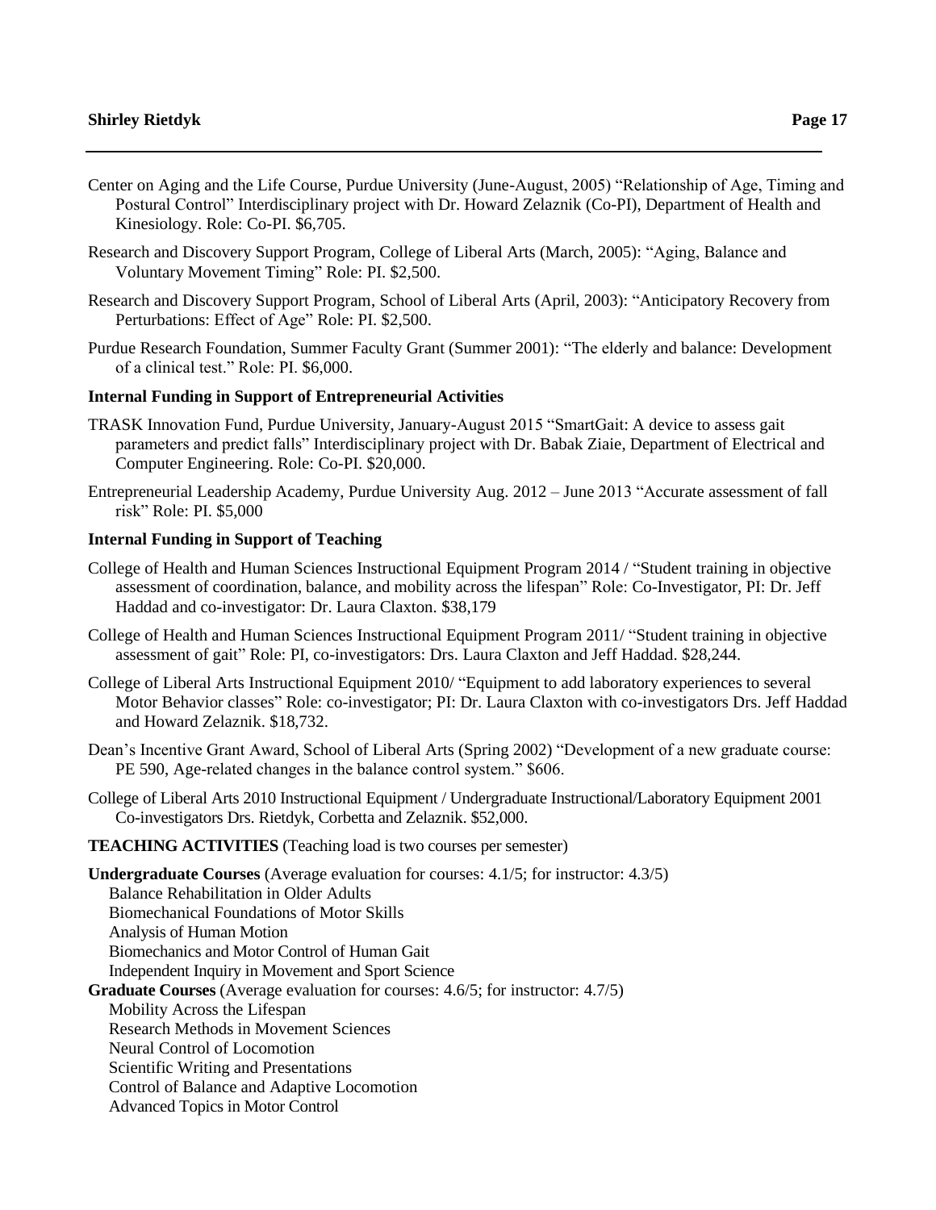Center on Aging and the Life Course, Purdue University (June-August, 2005) "Relationship of Age, Timing and Postural Control" Interdisciplinary project with Dr. Howard Zelaznik (Co-PI), Department of Health and Kinesiology. Role: Co-PI. $6,705.

Research and Discovery Support Program, College of Liberal Arts (March, 2005): "Aging, Balance and Voluntary Movement Timing" Role: PI. $2,500.

Research and Discovery Support Program, School of Liberal Arts (April, 2003): "Anticipatory Recovery from Perturbations: Effect of Age" Role: PI. $2,500.

Purdue Research Foundation, Summer Faculty Grant (Summer 2001): "The elderly and balance: Development of a clinical test." Role: PI. $6,000.

**Internal Funding in Support of Entrepreneurial Activities**

TRASK Innovation Fund, Purdue University, January-August 2015 "SmartGait: A device to assess gait parameters and predict falls" Interdisciplinary project with Dr. Babak Ziaie, Department of Electrical and Computer Engineering. Role: Co-PI. $20,000.

Entrepreneurial Leadership Academy, Purdue University Aug. 2012 – June 2013 "Accurate assessment of fall risk" Role: PI. $5,000

**Internal Funding in Support of Teaching**

College of Health and Human Sciences Instructional Equipment Program 2014 / "Student training in objective assessment of coordination, balance, and mobility across the lifespan" Role: Co-Investigator, PI: Dr. Jeff Haddad and co-investigator: Dr. Laura Claxton. $38,179

College of Health and Human Sciences Instructional Equipment Program 2011/ "Student training in objective assessment of gait" Role: PI, co-investigators: Drs. Laura Claxton and Jeff Haddad. $28,244.

College of Liberal Arts Instructional Equipment 2010/ "Equipment to add laboratory experiences to several Motor Behavior classes" Role: co-investigator; PI: Dr. Laura Claxton with co-investigators Drs. Jeff Haddad and Howard Zelaznik. $18,732.

Dean's Incentive Grant Award, School of Liberal Arts (Spring 2002) "Development of a new graduate course: PE 590, Age-related changes in the balance control system." $606.

College of Liberal Arts 2010 Instructional Equipment / Undergraduate Instructional/Laboratory Equipment 2001 Co-investigators Drs. Rietdyk, Corbetta and Zelaznik. $52,000.

**TEACHING ACTIVITIES** (Teaching load is two courses per semester)

**Undergraduate Courses** (Average evaluation for courses: 4.1/5; for instructor: 4.3/5)
- Balance Rehabilitation in Older Adults
- Biomechanical Foundations of Motor Skills
- Analysis of Human Motion
- Biomechanics and Motor Control of Human Gait
- Independent Inquiry in Movement and Sport Science

**Graduate Courses** (Average evaluation for courses: 4.6/5; for instructor: 4.7/5)
- Mobility Across the Lifespan
- Research Methods in Movement Sciences
- Neural Control of Locomotion
- Scientific Writing and Presentations
- Control of Balance and Adaptive Locomotion
- Advanced Topics in Motor Control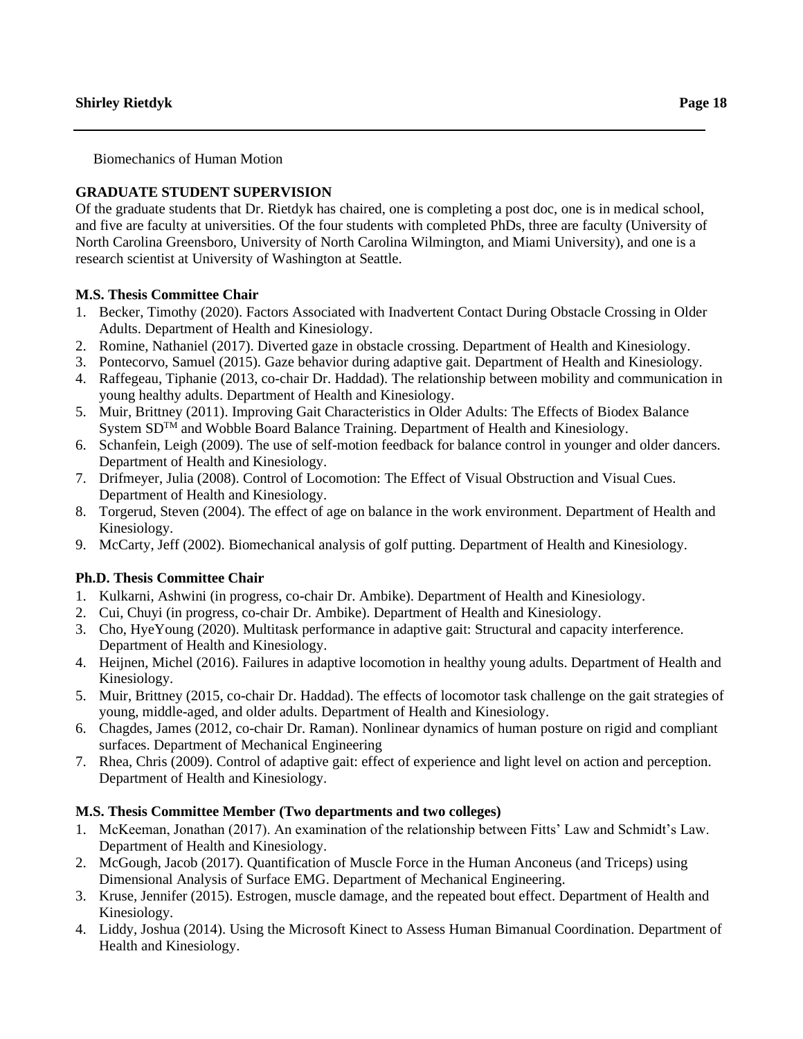Biomechanics of Human Motion

## GRADUATE STUDENT SUPERVISION

Of the graduate students that Dr. Rietdyk has chaired, one is completing a post doc, one is in medical school, and five are faculty at universities. Of the four students with completed PhDs, three are faculty (University of North Carolina Greensboro, University of North Carolina Wilmington, and Miami University), and one is a research scientist at University of Washington at Seattle.

### M.S. Thesis Committee Chair

1. Becker, Timothy (2020). Factors Associated with Inadvertent Contact During Obstacle Crossing in Older Adults. Department of Health and Kinesiology.
2. Romine, Nathaniel (2017). Diverted gaze in obstacle crossing. Department of Health and Kinesiology.
3. Pontecorvo, Samuel (2015). Gaze behavior during adaptive gait. Department of Health and Kinesiology.
4. Raffegeau, Tiphanie (2013, co-chair Dr. Haddad). The relationship between mobility and communication in young healthy adults. Department of Health and Kinesiology.
5. Muir, Brittney (2011). Improving Gait Characteristics in Older Adults: The Effects of Biodex Balance System SD™ and Wobble Board Balance Training. Department of Health and Kinesiology.
6. Schanfein, Leigh (2009). The use of self-motion feedback for balance control in younger and older dancers. Department of Health and Kinesiology.
7. Drifmeyer, Julia (2008). Control of Locomotion: The Effect of Visual Obstruction and Visual Cues. Department of Health and Kinesiology.
8. Torgerud, Steven (2004). The effect of age on balance in the work environment. Department of Health and Kinesiology.
9. McCarty, Jeff (2002). Biomechanical analysis of golf putting. Department of Health and Kinesiology.

### Ph.D. Thesis Committee Chair

1. Kulkarni, Ashwini (in progress, co-chair Dr. Ambike). Department of Health and Kinesiology.
2. Cui, Chuyi (in progress, co-chair Dr. Ambike). Department of Health and Kinesiology.
3. Cho, HyeYoung (2020). Multitask performance in adaptive gait: Structural and capacity interference. Department of Health and Kinesiology.
4. Heijnen, Michel (2016). Failures in adaptive locomotion in healthy young adults. Department of Health and Kinesiology.
5. Muir, Brittney (2015, co-chair Dr. Haddad). The effects of locomotor task challenge on the gait strategies of young, middle-aged, and older adults. Department of Health and Kinesiology.
6. Chagdes, James (2012, co-chair Dr. Raman). Nonlinear dynamics of human posture on rigid and compliant surfaces. Department of Mechanical Engineering
7. Rhea, Chris (2009). Control of adaptive gait: effect of experience and light level on action and perception. Department of Health and Kinesiology.

### M.S. Thesis Committee Member (Two departments and two colleges)

1. McKeeman, Jonathan (2017). An examination of the relationship between Fitts' Law and Schmidt's Law. Department of Health and Kinesiology.
2. McGough, Jacob (2017). Quantification of Muscle Force in the Human Anconeus (and Triceps) using Dimensional Analysis of Surface EMG. Department of Mechanical Engineering.
3. Kruse, Jennifer (2015). Estrogen, muscle damage, and the repeated bout effect. Department of Health and Kinesiology.
4. Liddy, Joshua (2014). Using the Microsoft Kinect to Assess Human Bimanual Coordination. Department of Health and Kinesiology.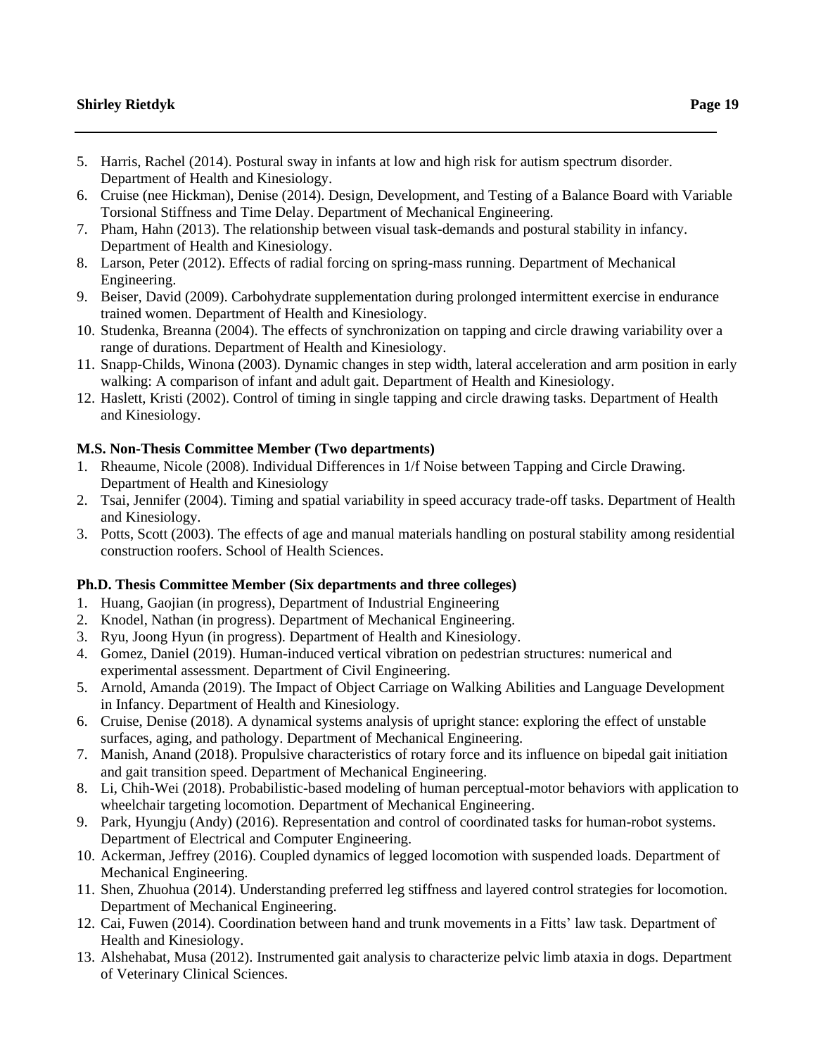5. Harris, Rachel (2014). Postural sway in infants at low and high risk for autism spectrum disorder. Department of Health and Kinesiology.
6. Cruise (nee Hickman), Denise (2014). Design, Development, and Testing of a Balance Board with Variable Torsional Stiffness and Time Delay. Department of Mechanical Engineering.
7. Pham, Hahn (2013). The relationship between visual task-demands and postural stability in infancy. Department of Health and Kinesiology.
8. Larson, Peter (2012). Effects of radial forcing on spring-mass running. Department of Mechanical Engineering.
9. Beiser, David (2009). Carbohydrate supplementation during prolonged intermittent exercise in endurance trained women. Department of Health and Kinesiology.
10. Studenka, Breanna (2004). The effects of synchronization on tapping and circle drawing variability over a range of durations. Department of Health and Kinesiology.
11. Snapp-Childs, Winona (2003). Dynamic changes in step width, lateral acceleration and arm position in early walking: A comparison of infant and adult gait. Department of Health and Kinesiology.
12. Haslett, Kristi (2002). Control of timing in single tapping and circle drawing tasks. Department of Health and Kinesiology.

**M.S. Non-Thesis Committee Member (Two departments)**

1. Rheaume, Nicole (2008). Individual Differences in 1/f Noise between Tapping and Circle Drawing. Department of Health and Kinesiology
2. Tsai, Jennifer (2004). Timing and spatial variability in speed accuracy trade-off tasks. Department of Health and Kinesiology.
3. Potts, Scott (2003). The effects of age and manual materials handling on postural stability among residential construction roofers. School of Health Sciences.

**Ph.D. Thesis Committee Member (Six departments and three colleges)**

1. Huang, Gaojian (in progress), Department of Industrial Engineering
2. Knodel, Nathan (in progress). Department of Mechanical Engineering.
3. Ryu, Joong Hyun (in progress). Department of Health and Kinesiology.
4. Gomez, Daniel (2019). Human-induced vertical vibration on pedestrian structures: numerical and experimental assessment. Department of Civil Engineering.
5. Arnold, Amanda (2019). The Impact of Object Carriage on Walking Abilities and Language Development in Infancy. Department of Health and Kinesiology.
6. Cruise, Denise (2018). A dynamical systems analysis of upright stance: exploring the effect of unstable surfaces, aging, and pathology. Department of Mechanical Engineering.
7. Manish, Anand (2018). Propulsive characteristics of rotary force and its influence on bipedal gait initiation and gait transition speed. Department of Mechanical Engineering.
8. Li, Chih-Wei (2018). Probabilistic-based modeling of human perceptual-motor behaviors with application to wheelchair targeting locomotion. Department of Mechanical Engineering.
9. Park, Hyungju (Andy) (2016). Representation and control of coordinated tasks for human-robot systems. Department of Electrical and Computer Engineering.
10. Ackerman, Jeffrey (2016). Coupled dynamics of legged locomotion with suspended loads. Department of Mechanical Engineering.
11. Shen, Zhuohua (2014). Understanding preferred leg stiffness and layered control strategies for locomotion. Department of Mechanical Engineering.
12. Cai, Fuwen (2014). Coordination between hand and trunk movements in a Fitts' law task. Department of Health and Kinesiology.
13. Alshehabat, Musa (2012). Instrumented gait analysis to characterize pelvic limb ataxia in dogs. Department of Veterinary Clinical Sciences.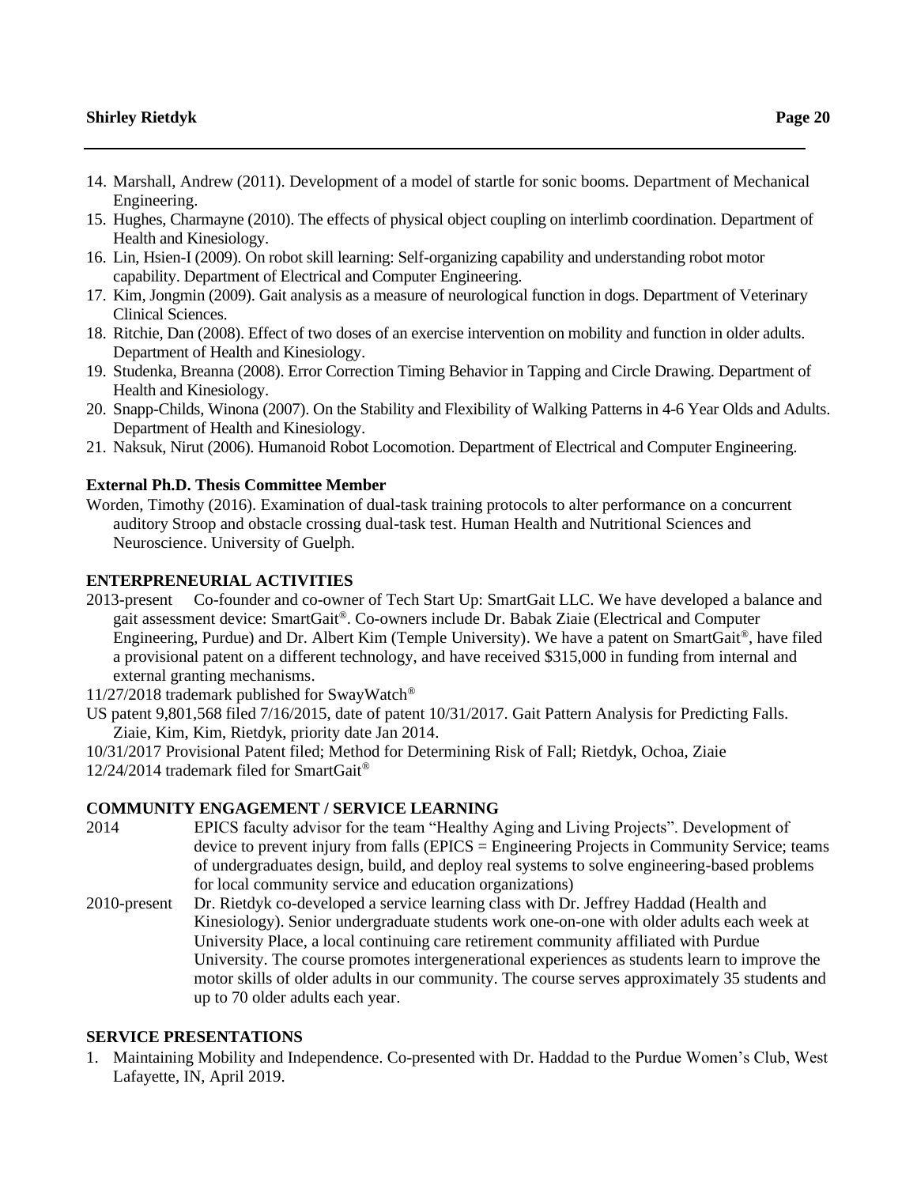14. Marshall, Andrew (2011). Development of a model of startle for sonic booms. Department of Mechanical Engineering.
15. Hughes, Charmayne (2010). The effects of physical object coupling on interlimb coordination. Department of Health and Kinesiology.
16. Lin, Hsien-I (2009). On robot skill learning: Self-organizing capability and understanding robot motor capability. Department of Electrical and Computer Engineering.
17. Kim, Jongmin (2009). Gait analysis as a measure of neurological function in dogs. Department of Veterinary Clinical Sciences.
18. Ritchie, Dan (2008). Effect of two doses of an exercise intervention on mobility and function in older adults. Department of Health and Kinesiology.
19. Studenka, Breanna (2008). Error Correction Timing Behavior in Tapping and Circle Drawing. Department of Health and Kinesiology.
20. Snapp-Childs, Winona (2007). On the Stability and Flexibility of Walking Patterns in 4-6 Year Olds and Adults. Department of Health and Kinesiology.
21. Naksuk, Nirut (2006). Humanoid Robot Locomotion. Department of Electrical and Computer Engineering.

### External Ph.D. Thesis Committee Member

Worden, Timothy (2016). Examination of dual-task training protocols to alter performance on a concurrent auditory Stroop and obstacle crossing dual-task test. Human Health and Nutritional Sciences and Neuroscience. University of Guelph.

### ENTERPRENEURIAL ACTIVITIES

2013-present Co-founder and co-owner of Tech Start Up: SmartGait LLC. We have developed a balance and gait assessment device: SmartGait®. Co-owners include Dr. Babak Ziaie (Electrical and Computer Engineering, Purdue) and Dr. Albert Kim (Temple University). We have a patent on SmartGait®, have filed a provisional patent on a different technology, and have received $315,000 in funding from internal and external granting mechanisms.

11/27/2018 trademark published for SwayWatch®

US patent 9,801,568 filed 7/16/2015, date of patent 10/31/2017. Gait Pattern Analysis for Predicting Falls. Ziaie, Kim, Kim, Rietdyk, priority date Jan 2014.

10/31/2017 Provisional Patent filed; Method for Determining Risk of Fall; Rietdyk, Ochoa, Ziaie

12/24/2014 trademark filed for SmartGait®

### COMMUNITY ENGAGEMENT / SERVICE LEARNING

2014 EPICS faculty advisor for the team "Healthy Aging and Living Projects". Development of device to prevent injury from falls (EPICS = Engineering Projects in Community Service; teams of undergraduates design, build, and deploy real systems to solve engineering-based problems for local community service and education organizations)

2010-present Dr. Rietdyk co-developed a service learning class with Dr. Jeffrey Haddad (Health and Kinesiology). Senior undergraduate students work one-on-one with older adults each week at University Place, a local continuing care retirement community affiliated with Purdue University. The course promotes intergenerational experiences as students learn to improve the motor skills of older adults in our community. The course serves approximately 35 students and up to 70 older adults each year.

### SERVICE PRESENTATIONS

1. Maintaining Mobility and Independence. Co-presented with Dr. Haddad to the Purdue Women's Club, West Lafayette, IN, April 2019.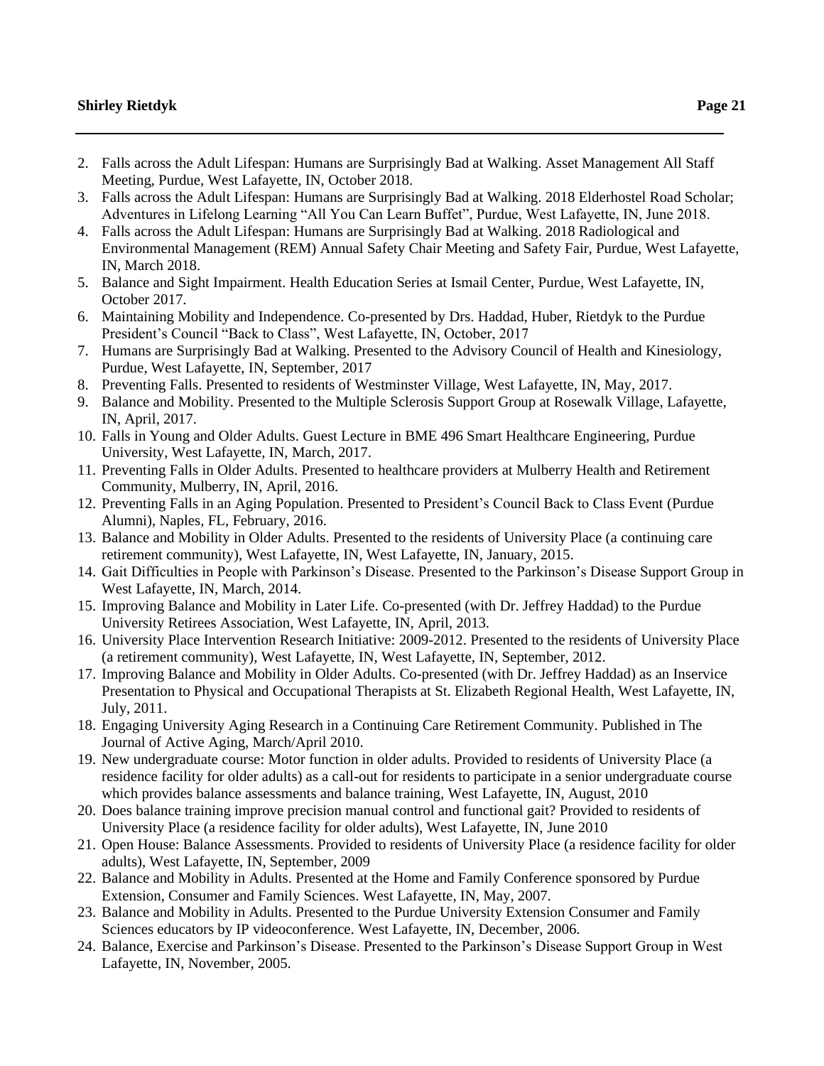2. Falls across the Adult Lifespan: Humans are Surprisingly Bad at Walking. Asset Management All Staff Meeting, Purdue, West Lafayette, IN, October 2018.
3. Falls across the Adult Lifespan: Humans are Surprisingly Bad at Walking. 2018 Elderhostel Road Scholar; Adventures in Lifelong Learning "All You Can Learn Buffet", Purdue, West Lafayette, IN, June 2018.
4. Falls across the Adult Lifespan: Humans are Surprisingly Bad at Walking. 2018 Radiological and Environmental Management (REM) Annual Safety Chair Meeting and Safety Fair, Purdue, West Lafayette, IN, March 2018.
5. Balance and Sight Impairment. Health Education Series at Ismail Center, Purdue, West Lafayette, IN, October 2017.
6. Maintaining Mobility and Independence. Co-presented by Drs. Haddad, Huber, Rietdyk to the Purdue President's Council "Back to Class", West Lafayette, IN, October, 2017
7. Humans are Surprisingly Bad at Walking. Presented to the Advisory Council of Health and Kinesiology, Purdue, West Lafayette, IN, September, 2017
8. Preventing Falls. Presented to residents of Westminster Village, West Lafayette, IN, May, 2017.
9. Balance and Mobility. Presented to the Multiple Sclerosis Support Group at Rosewalk Village, Lafayette, IN, April, 2017.
10. Falls in Young and Older Adults. Guest Lecture in BME 496 Smart Healthcare Engineering, Purdue University, West Lafayette, IN, March, 2017.
11. Preventing Falls in Older Adults. Presented to healthcare providers at Mulberry Health and Retirement Community, Mulberry, IN, April, 2016.
12. Preventing Falls in an Aging Population. Presented to President's Council Back to Class Event (Purdue Alumni), Naples, FL, February, 2016.
13. Balance and Mobility in Older Adults. Presented to the residents of University Place (a continuing care retirement community), West Lafayette, IN, West Lafayette, IN, January, 2015.
14. Gait Difficulties in People with Parkinson's Disease. Presented to the Parkinson's Disease Support Group in West Lafayette, IN, March, 2014.
15. Improving Balance and Mobility in Later Life. Co-presented (with Dr. Jeffrey Haddad) to the Purdue University Retirees Association, West Lafayette, IN, April, 2013.
16. University Place Intervention Research Initiative: 2009-2012. Presented to the residents of University Place (a retirement community), West Lafayette, IN, West Lafayette, IN, September, 2012.
17. Improving Balance and Mobility in Older Adults. Co-presented (with Dr. Jeffrey Haddad) as an Inservice Presentation to Physical and Occupational Therapists at St. Elizabeth Regional Health, West Lafayette, IN, July, 2011.
18. Engaging University Aging Research in a Continuing Care Retirement Community. Published in The Journal of Active Aging, March/April 2010.
19. New undergraduate course: Motor function in older adults. Provided to residents of University Place (a residence facility for older adults) as a call-out for residents to participate in a senior undergraduate course which provides balance assessments and balance training, West Lafayette, IN, August, 2010
20. Does balance training improve precision manual control and functional gait? Provided to residents of University Place (a residence facility for older adults), West Lafayette, IN, June 2010
21. Open House: Balance Assessments. Provided to residents of University Place (a residence facility for older adults), West Lafayette, IN, September, 2009
22. Balance and Mobility in Adults. Presented at the Home and Family Conference sponsored by Purdue Extension, Consumer and Family Sciences. West Lafayette, IN, May, 2007.
23. Balance and Mobility in Adults. Presented to the Purdue University Extension Consumer and Family Sciences educators by IP videoconference. West Lafayette, IN, December, 2006.
24. Balance, Exercise and Parkinson's Disease. Presented to the Parkinson's Disease Support Group in West Lafayette, IN, November, 2005.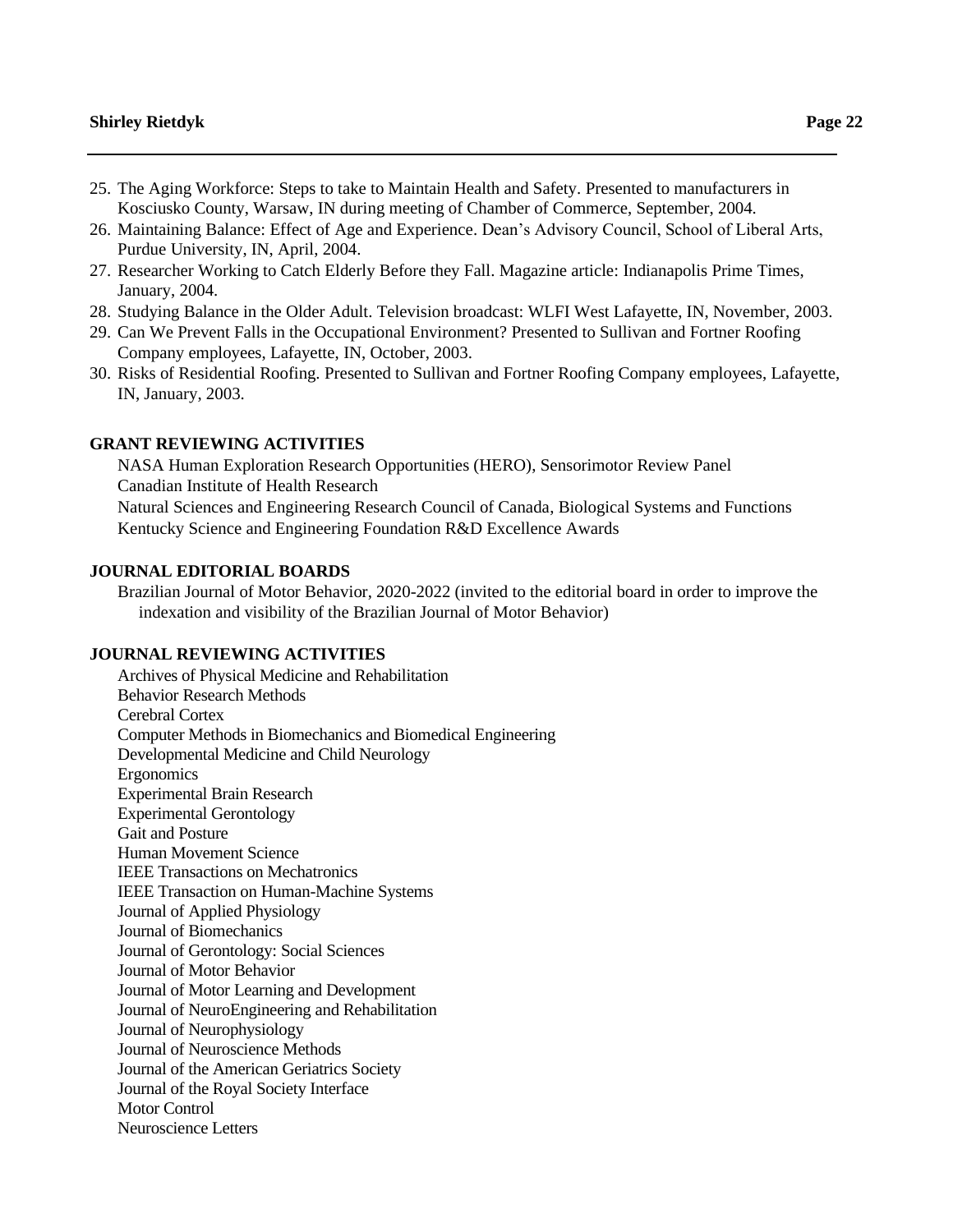25. The Aging Workforce: Steps to take to Maintain Health and Safety. Presented to manufacturers in Kosciusko County, Warsaw, IN during meeting of Chamber of Commerce, September, 2004.
26. Maintaining Balance: Effect of Age and Experience. Dean's Advisory Council, School of Liberal Arts, Purdue University, IN, April, 2004.
27. Researcher Working to Catch Elderly Before they Fall. Magazine article: Indianapolis Prime Times, January, 2004.
28. Studying Balance in the Older Adult. Television broadcast: WLFI West Lafayette, IN, November, 2003.
29. Can We Prevent Falls in the Occupational Environment? Presented to Sullivan and Fortner Roofing Company employees, Lafayette, IN, October, 2003.
30. Risks of Residential Roofing. Presented to Sullivan and Fortner Roofing Company employees, Lafayette, IN, January, 2003.

## GRANT REVIEWING ACTIVITIES

NASA Human Exploration Research Opportunities (HERO), Sensorimotor Review Panel
Canadian Institute of Health Research
Natural Sciences and Engineering Research Council of Canada, Biological Systems and Functions
Kentucky Science and Engineering Foundation R&D Excellence Awards

## JOURNAL EDITORIAL BOARDS

Brazilian Journal of Motor Behavior, 2020-2022 (invited to the editorial board in order to improve the indexation and visibility of the Brazilian Journal of Motor Behavior)

## JOURNAL REVIEWING ACTIVITIES

Archives of Physical Medicine and Rehabilitation
Behavior Research Methods
Cerebral Cortex
Computer Methods in Biomechanics and Biomedical Engineering
Developmental Medicine and Child Neurology
Ergonomics
Experimental Brain Research
Experimental Gerontology
Gait and Posture
Human Movement Science
IEEE Transactions on Mechatronics
IEEE Transaction on Human-Machine Systems
Journal of Applied Physiology
Journal of Biomechanics
Journal of Gerontology: Social Sciences
Journal of Motor Behavior
Journal of Motor Learning and Development
Journal of NeuroEngineering and Rehabilitation
Journal of Neurophysiology
Journal of Neuroscience Methods
Journal of the American Geriatrics Society
Journal of the Royal Society Interface
Motor Control
Neuroscience Letters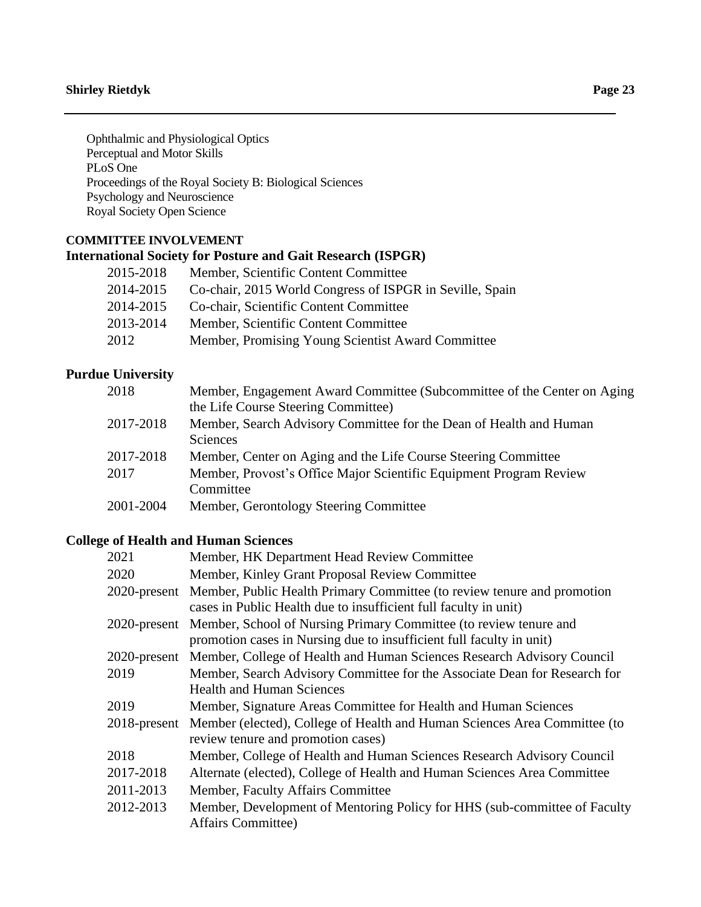Ophthalmic and Physiological Optics
Perceptual and Motor Skills
PLoS One
Proceedings of the Royal Society B: Biological Sciences
Psychology and Neuroscience
Royal Society Open Science

## COMMITTEE INVOLVEMENT

### International Society for Posture and Gait Research (ISPGR)

| | |
|---|---|
| 2015-2018 | Member, Scientific Content Committee |
| 2014-2015 | Co-chair, 2015 World Congress of ISPGR in Seville, Spain |
| 2014-2015 | Co-chair, Scientific Content Committee |
| 2013-2014 | Member, Scientific Content Committee |
| 2012 | Member, Promising Young Scientist Award Committee |

### Purdue University

| | |
|---|---|
| 2018 | Member, Engagement Award Committee (Subcommittee of the Center on Aging the Life Course Steering Committee) |
| 2017-2018 | Member, Search Advisory Committee for the Dean of Health and Human Sciences |
| 2017-2018 | Member, Center on Aging and the Life Course Steering Committee |
| 2017 | Member, Provost's Office Major Scientific Equipment Program Review Committee |
| 2001-2004 | Member, Gerontology Steering Committee |

### College of Health and Human Sciences

| | |
|---|---|
| 2021 | Member, HK Department Head Review Committee |
| 2020 | Member, Kinley Grant Proposal Review Committee |
| 2020-present | Member, Public Health Primary Committee (to review tenure and promotion cases in Public Health due to insufficient full faculty in unit) |
| 2020-present | Member, School of Nursing Primary Committee (to review tenure and promotion cases in Nursing due to insufficient full faculty in unit) |
| 2020-present | Member, College of Health and Human Sciences Research Advisory Council |
| 2019 | Member, Search Advisory Committee for the Associate Dean for Research for Health and Human Sciences |
| 2019 | Member, Signature Areas Committee for Health and Human Sciences |
| 2018-present | Member (elected), College of Health and Human Sciences Area Committee (to review tenure and promotion cases) |
| 2018 | Member, College of Health and Human Sciences Research Advisory Council |
| 2017-2018 | Alternate (elected), College of Health and Human Sciences Area Committee |
| 2011-2013 | Member, Faculty Affairs Committee |
| 2012-2013 | Member, Development of Mentoring Policy for HHS (sub-committee of Faculty Affairs Committee) |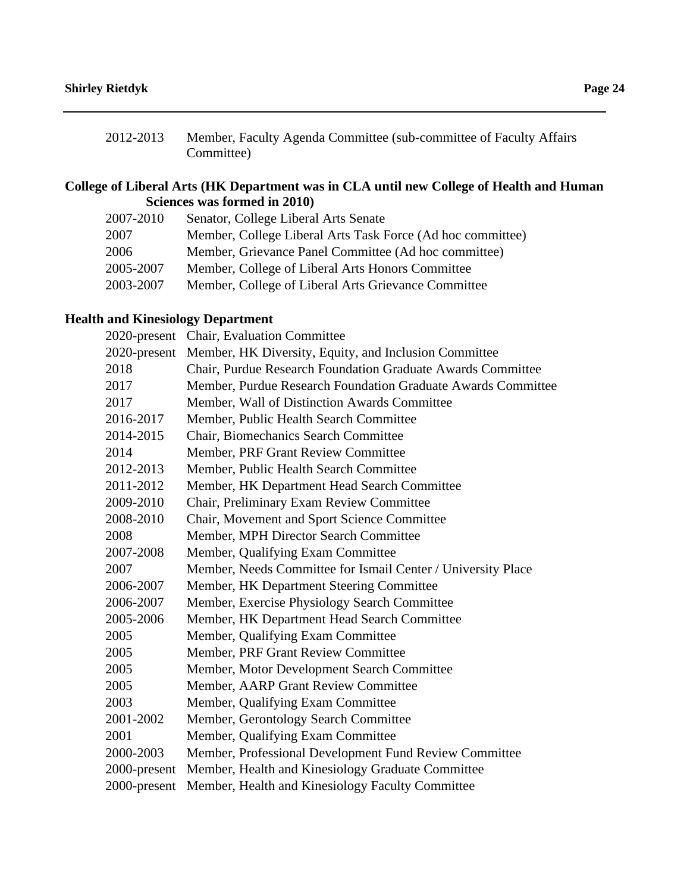| | |
|---|---|
| 2012-2013 | Member, Faculty Agenda Committee (sub-committee of Faculty Affairs Committee) |

**College of Liberal Arts (HK Department was in CLA until new College of Health and Human Sciences was formed in 2010)**

| | |
|---|---|
| 2007-2010 | Senator, College Liberal Arts Senate |
| 2007 | Member, College Liberal Arts Task Force (Ad hoc committee) |
| 2006 | Member, Grievance Panel Committee (Ad hoc committee) |
| 2005-2007 | Member, College of Liberal Arts Honors Committee |
| 2003-2007 | Member, College of Liberal Arts Grievance Committee |

**Health and Kinesiology Department**

| | |
|---|---|
| 2020-present | Chair, Evaluation Committee |
| 2020-present | Member, HK Diversity, Equity, and Inclusion Committee |
| 2018 | Chair, Purdue Research Foundation Graduate Awards Committee |
| 2017 | Member, Purdue Research Foundation Graduate Awards Committee |
| 2017 | Member, Wall of Distinction Awards Committee |
| 2016-2017 | Member, Public Health Search Committee |
| 2014-2015 | Chair, Biomechanics Search Committee |
| 2014 | Member, PRF Grant Review Committee |
| 2012-2013 | Member, Public Health Search Committee |
| 2011-2012 | Member, HK Department Head Search Committee |
| 2009-2010 | Chair, Preliminary Exam Review Committee |
| 2008-2010 | Chair, Movement and Sport Science Committee |
| 2008 | Member, MPH Director Search Committee |
| 2007-2008 | Member, Qualifying Exam Committee |
| 2007 | Member, Needs Committee for Ismail Center / University Place |
| 2006-2007 | Member, HK Department Steering Committee |
| 2006-2007 | Member, Exercise Physiology Search Committee |
| 2005-2006 | Member, HK Department Head Search Committee |
| 2005 | Member, Qualifying Exam Committee |
| 2005 | Member, PRF Grant Review Committee |
| 2005 | Member, Motor Development Search Committee |
| 2005 | Member, AARP Grant Review Committee |
| 2003 | Member, Qualifying Exam Committee |
| 2001-2002 | Member, Gerontology Search Committee |
| 2001 | Member, Qualifying Exam Committee |
| 2000-2003 | Member, Professional Development Fund Review Committee |
| 2000-present | Member, Health and Kinesiology Graduate Committee |
| 2000-present | Member, Health and Kinesiology Faculty Committee |